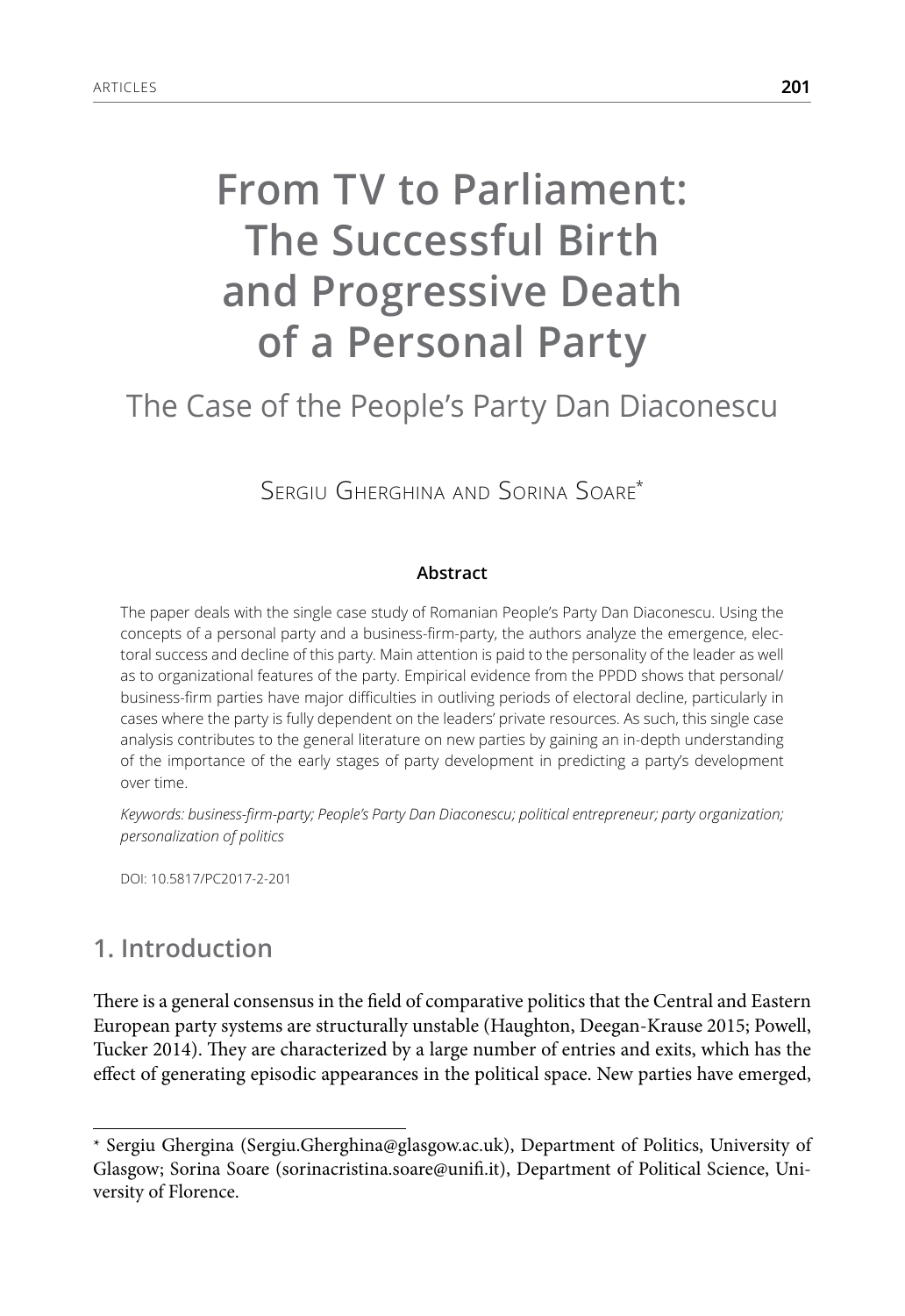# From TV to Parliament: The Successful Birth and Progressive Death of a Personal Party

## The Case of the People's Party Dan Diaconescu

Sergiu Gherghina and Sorina Soare*

**Abstract**

The paper deals with the single case study of Romanian People's Party Dan Diaconescu. Using the concepts of a personal party and a business-firm-party, the authors analyze the emergence, electoral success and decline of this party. Main attention is paid to the personality of the leader as well as to organizational features of the party. Empirical evidence from the PPDD shows that personal/business-firm parties have major difficulties in outliving periods of electoral decline, particularly in cases where the party is fully dependent on the leaders' private resources. As such, this single case analysis contributes to the general literature on new parties by gaining an in-depth understanding of the importance of the early stages of party development in predicting a party's development over time.

*Keywords: business-firm-party; People's Party Dan Diaconescu; political entrepreneur; party organization; personalization of politics*

DOI: 10.5817/PC2017-2-201

## 1. Introduction

There is a general consensus in the field of comparative politics that the Central and Eastern European party systems are structurally unstable (Haughton, Deegan-Krause 2015; Powell, Tucker 2014). They are characterized by a large number of entries and exits, which has the effect of generating episodic appearances in the political space. New parties have emerged,

---

* Sergiu Ghergina (Sergiu.Gherghina@glasgow.ac.uk), Department of Politics, University of Glasgow; Sorina Soare (sorinacristina.soare@unifi.it), Department of Political Science, University of Florence.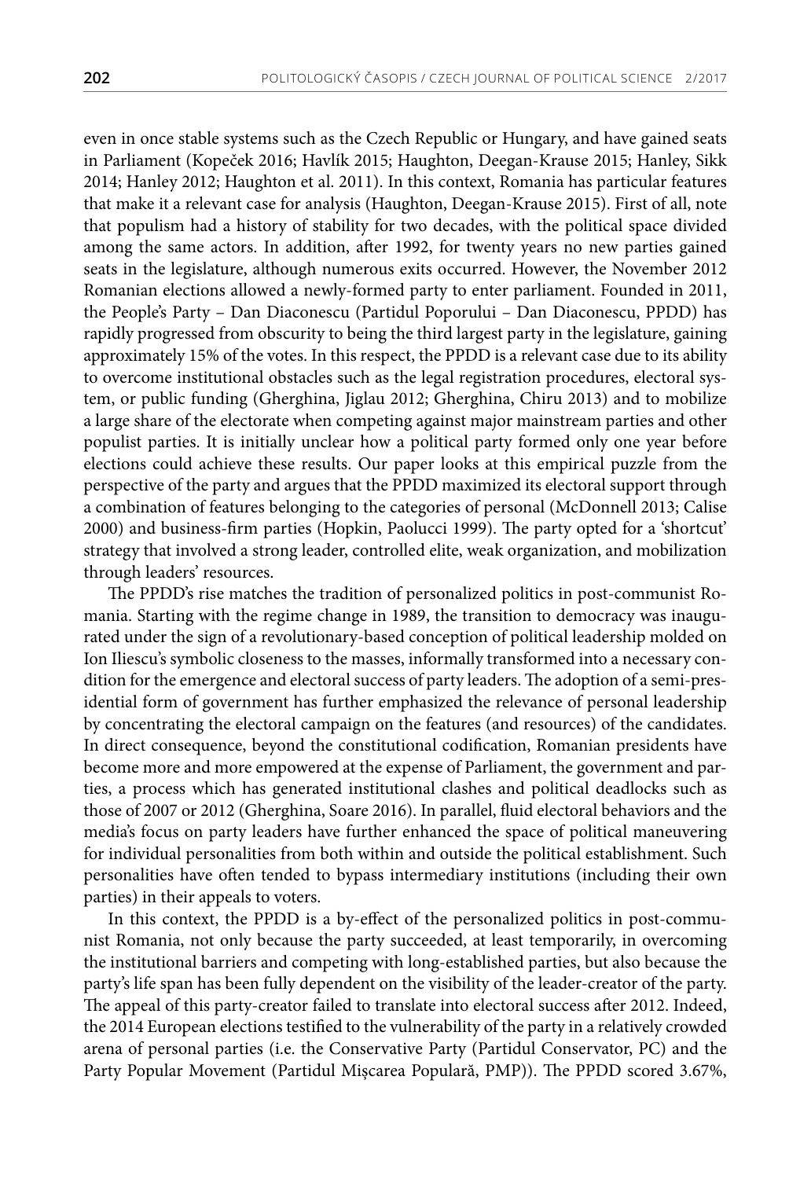even in once stable systems such as the Czech Republic or Hungary, and have gained seats in Parliament (Kopeček 2016; Havlík 2015; Haughton, Deegan-Krause 2015; Hanley, Sikk 2014; Hanley 2012; Haughton et al. 2011). In this context, Romania has particular features that make it a relevant case for analysis (Haughton, Deegan-Krause 2015). First of all, note that populism had a history of stability for two decades, with the political space divided among the same actors. In addition, after 1992, for twenty years no new parties gained seats in the legislature, although numerous exits occurred. However, the November 2012 Romanian elections allowed a newly-formed party to enter parliament. Founded in 2011, the People's Party – Dan Diaconescu (Partidul Poporului – Dan Diaconescu, PPDD) has rapidly progressed from obscurity to being the third largest party in the legislature, gaining approximately 15% of the votes. In this respect, the PPDD is a relevant case due to its ability to overcome institutional obstacles such as the legal registration procedures, electoral system, or public funding (Gherghina, Jiglau 2012; Gherghina, Chiru 2013) and to mobilize a large share of the electorate when competing against major mainstream parties and other populist parties. It is initially unclear how a political party formed only one year before elections could achieve these results. Our paper looks at this empirical puzzle from the perspective of the party and argues that the PPDD maximized its electoral support through a combination of features belonging to the categories of personal (McDonnell 2013; Calise 2000) and business-firm parties (Hopkin, Paolucci 1999). The party opted for a 'shortcut' strategy that involved a strong leader, controlled elite, weak organization, and mobilization through leaders' resources.

The PPDD's rise matches the tradition of personalized politics in post-communist Romania. Starting with the regime change in 1989, the transition to democracy was inaugurated under the sign of a revolutionary-based conception of political leadership molded on Ion Iliescu's symbolic closeness to the masses, informally transformed into a necessary condition for the emergence and electoral success of party leaders. The adoption of a semi-presidential form of government has further emphasized the relevance of personal leadership by concentrating the electoral campaign on the features (and resources) of the candidates. In direct consequence, beyond the constitutional codification, Romanian presidents have become more and more empowered at the expense of Parliament, the government and parties, a process which has generated institutional clashes and political deadlocks such as those of 2007 or 2012 (Gherghina, Soare 2016). In parallel, fluid electoral behaviors and the media's focus on party leaders have further enhanced the space of political maneuvering for individual personalities from both within and outside the political establishment. Such personalities have often tended to bypass intermediary institutions (including their own parties) in their appeals to voters.

In this context, the PPDD is a by-effect of the personalized politics in post-communist Romania, not only because the party succeeded, at least temporarily, in overcoming the institutional barriers and competing with long-established parties, but also because the party's life span has been fully dependent on the visibility of the leader-creator of the party. The appeal of this party-creator failed to translate into electoral success after 2012. Indeed, the 2014 European elections testified to the vulnerability of the party in a relatively crowded arena of personal parties (i.e. the Conservative Party (Partidul Conservator, PC) and the Party Popular Movement (Partidul Mișcarea Populară, PMP)). The PPDD scored 3.67%,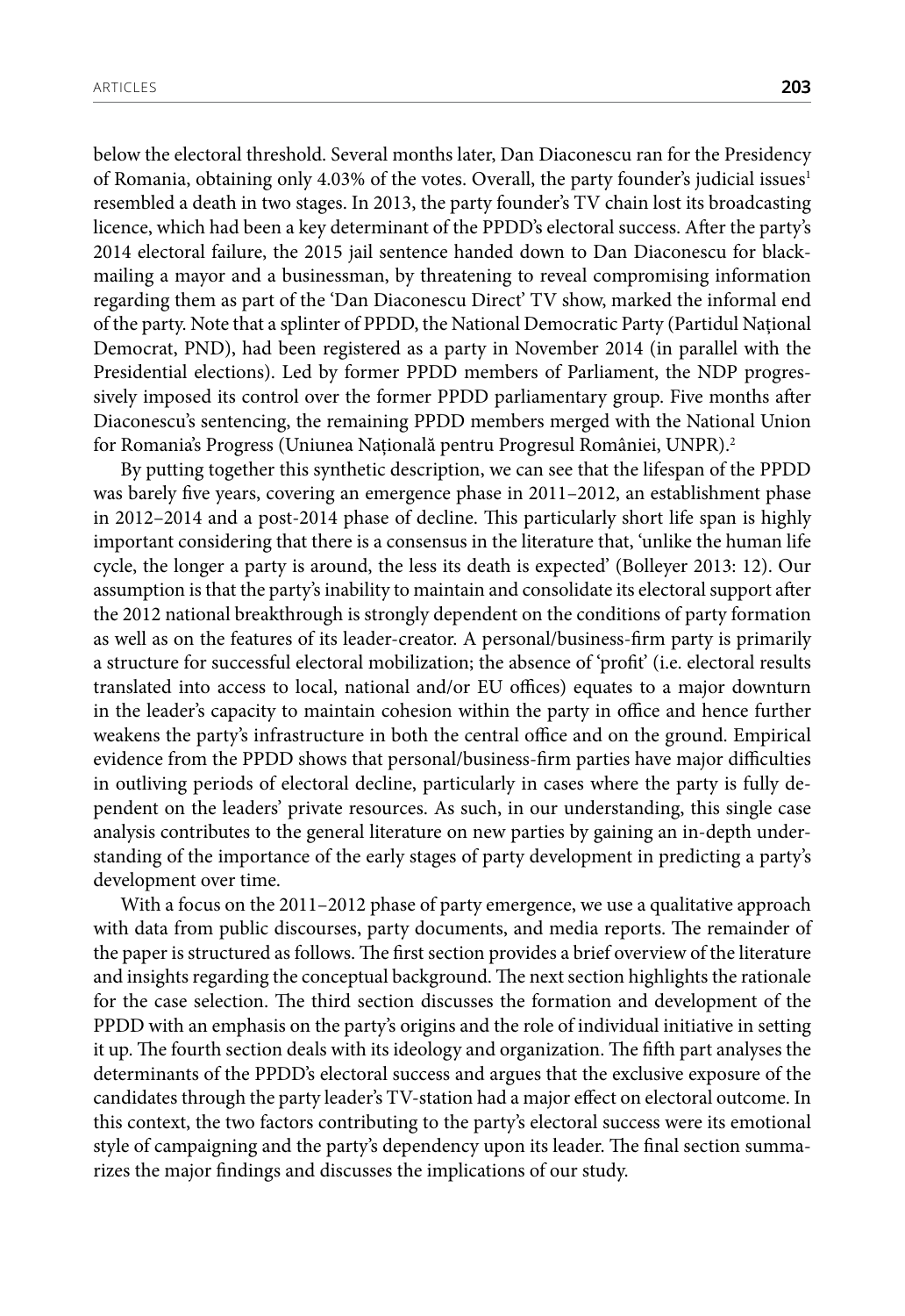below the electoral threshold. Several months later, Dan Diaconescu ran for the Presidency of Romania, obtaining only 4.03% of the votes. Overall, the party founder's judicial issues[1] resembled a death in two stages. In 2013, the party founder's TV chain lost its broadcasting licence, which had been a key determinant of the PPDD's electoral success. After the party's 2014 electoral failure, the 2015 jail sentence handed down to Dan Diaconescu for blackmailing a mayor and a businessman, by threatening to reveal compromising information regarding them as part of the 'Dan Diaconescu Direct' TV show, marked the informal end of the party. Note that a splinter of PPDD, the National Democratic Party (Partidul Național Democrat, PND), had been registered as a party in November 2014 (in parallel with the Presidential elections). Led by former PPDD members of Parliament, the NDP progressively imposed its control over the former PPDD parliamentary group. Five months after Diaconescu's sentencing, the remaining PPDD members merged with the National Union for Romania's Progress (Uniunea Națională pentru Progresul României, UNPR).[2]

By putting together this synthetic description, we can see that the lifespan of the PPDD was barely five years, covering an emergence phase in 2011–2012, an establishment phase in 2012–2014 and a post-2014 phase of decline. This particularly short life span is highly important considering that there is a consensus in the literature that, 'unlike the human life cycle, the longer a party is around, the less its death is expected' (Bolleyer 2013: 12). Our assumption is that the party's inability to maintain and consolidate its electoral support after the 2012 national breakthrough is strongly dependent on the conditions of party formation as well as on the features of its leader-creator. A personal/business-firm party is primarily a structure for successful electoral mobilization; the absence of 'profit' (i.e. electoral results translated into access to local, national and/or EU offices) equates to a major downturn in the leader's capacity to maintain cohesion within the party in office and hence further weakens the party's infrastructure in both the central office and on the ground. Empirical evidence from the PPDD shows that personal/business-firm parties have major difficulties in outliving periods of electoral decline, particularly in cases where the party is fully dependent on the leaders' private resources. As such, in our understanding, this single case analysis contributes to the general literature on new parties by gaining an in-depth understanding of the importance of the early stages of party development in predicting a party's development over time.

With a focus on the 2011–2012 phase of party emergence, we use a qualitative approach with data from public discourses, party documents, and media reports. The remainder of the paper is structured as follows. The first section provides a brief overview of the literature and insights regarding the conceptual background. The next section highlights the rationale for the case selection. The third section discusses the formation and development of the PPDD with an emphasis on the party's origins and the role of individual initiative in setting it up. The fourth section deals with its ideology and organization. The fifth part analyses the determinants of the PPDD's electoral success and argues that the exclusive exposure of the candidates through the party leader's TV-station had a major effect on electoral outcome. In this context, the two factors contributing to the party's electoral success were its emotional style of campaigning and the party's dependency upon its leader. The final section summarizes the major findings and discusses the implications of our study.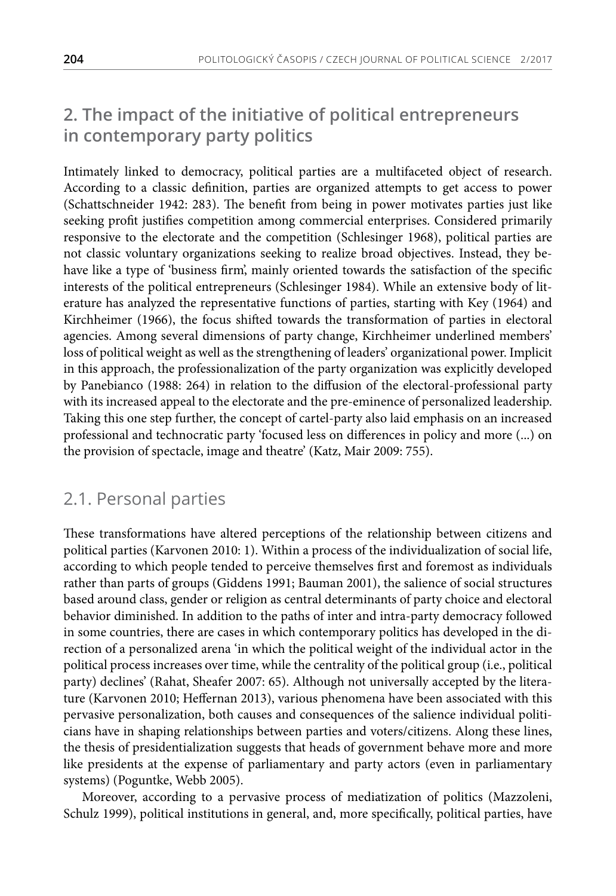## 2. The impact of the initiative of political entrepreneurs in contemporary party politics

Intimately linked to democracy, political parties are a multifaceted object of research. According to a classic definition, parties are organized attempts to get access to power (Schattschneider 1942: 283). The benefit from being in power motivates parties just like seeking profit justifies competition among commercial enterprises. Considered primarily responsive to the electorate and the competition (Schlesinger 1968), political parties are not classic voluntary organizations seeking to realize broad objectives. Instead, they behave like a type of 'business firm', mainly oriented towards the satisfaction of the specific interests of the political entrepreneurs (Schlesinger 1984). While an extensive body of literature has analyzed the representative functions of parties, starting with Key (1964) and Kirchheimer (1966), the focus shifted towards the transformation of parties in electoral agencies. Among several dimensions of party change, Kirchheimer underlined members' loss of political weight as well as the strengthening of leaders' organizational power. Implicit in this approach, the professionalization of the party organization was explicitly developed by Panebianco (1988: 264) in relation to the diffusion of the electoral-professional party with its increased appeal to the electorate and the pre-eminence of personalized leadership. Taking this one step further, the concept of cartel-party also laid emphasis on an increased professional and technocratic party 'focused less on differences in policy and more (...) on the provision of spectacle, image and theatre' (Katz, Mair 2009: 755).

### 2.1. Personal parties

These transformations have altered perceptions of the relationship between citizens and political parties (Karvonen 2010: 1). Within a process of the individualization of social life, according to which people tended to perceive themselves first and foremost as individuals rather than parts of groups (Giddens 1991; Bauman 2001), the salience of social structures based around class, gender or religion as central determinants of party choice and electoral behavior diminished. In addition to the paths of inter and intra-party democracy followed in some countries, there are cases in which contemporary politics has developed in the direction of a personalized arena 'in which the political weight of the individual actor in the political process increases over time, while the centrality of the political group (i.e., political party) declines' (Rahat, Sheafer 2007: 65). Although not universally accepted by the literature (Karvonen 2010; Heffernan 2013), various phenomena have been associated with this pervasive personalization, both causes and consequences of the salience individual politicians have in shaping relationships between parties and voters/citizens. Along these lines, the thesis of presidentialization suggests that heads of government behave more and more like presidents at the expense of parliamentary and party actors (even in parliamentary systems) (Poguntke, Webb 2005).

Moreover, according to a pervasive process of mediatization of politics (Mazzoleni, Schulz 1999), political institutions in general, and, more specifically, political parties, have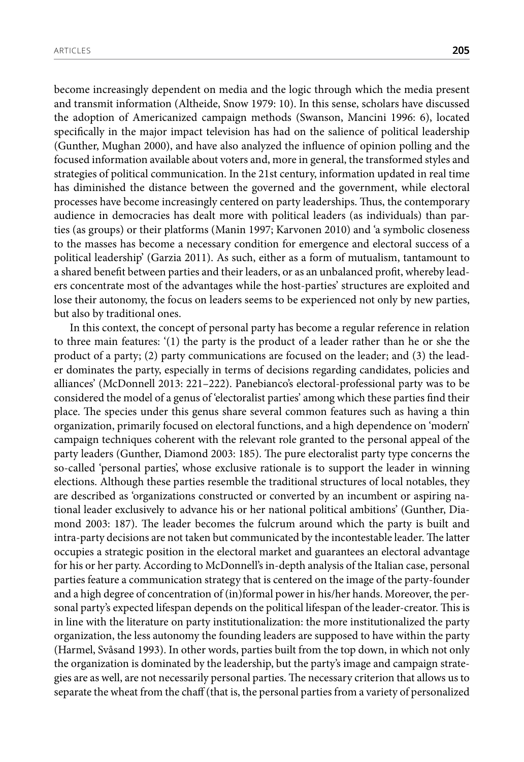become increasingly dependent on media and the logic through which the media present and transmit information (Altheide, Snow 1979: 10). In this sense, scholars have discussed the adoption of Americanized campaign methods (Swanson, Mancini 1996: 6), located specifically in the major impact television has had on the salience of political leadership (Gunther, Mughan 2000), and have also analyzed the influence of opinion polling and the focused information available about voters and, more in general, the transformed styles and strategies of political communication. In the 21st century, information updated in real time has diminished the distance between the governed and the government, while electoral processes have become increasingly centered on party leaderships. Thus, the contemporary audience in democracies has dealt more with political leaders (as individuals) than parties (as groups) or their platforms (Manin 1997; Karvonen 2010) and 'a symbolic closeness to the masses has become a necessary condition for emergence and electoral success of a political leadership' (Garzia 2011). As such, either as a form of mutualism, tantamount to a shared benefit between parties and their leaders, or as an unbalanced profit, whereby leaders concentrate most of the advantages while the host-parties' structures are exploited and lose their autonomy, the focus on leaders seems to be experienced not only by new parties, but also by traditional ones.

In this context, the concept of personal party has become a regular reference in relation to three main features: '(1) the party is the product of a leader rather than he or she the product of a party; (2) party communications are focused on the leader; and (3) the leader dominates the party, especially in terms of decisions regarding candidates, policies and alliances' (McDonnell 2013: 221–222). Panebianco's electoral-professional party was to be considered the model of a genus of 'electoralist parties' among which these parties find their place. The species under this genus share several common features such as having a thin organization, primarily focused on electoral functions, and a high dependence on 'modern' campaign techniques coherent with the relevant role granted to the personal appeal of the party leaders (Gunther, Diamond 2003: 185). The pure electoralist party type concerns the so-called 'personal parties', whose exclusive rationale is to support the leader in winning elections. Although these parties resemble the traditional structures of local notables, they are described as 'organizations constructed or converted by an incumbent or aspiring national leader exclusively to advance his or her national political ambitions' (Gunther, Diamond 2003: 187). The leader becomes the fulcrum around which the party is built and intra-party decisions are not taken but communicated by the incontestable leader. The latter occupies a strategic position in the electoral market and guarantees an electoral advantage for his or her party. According to McDonnell's in-depth analysis of the Italian case, personal parties feature a communication strategy that is centered on the image of the party-founder and a high degree of concentration of (in)formal power in his/her hands. Moreover, the personal party's expected lifespan depends on the political lifespan of the leader-creator. This is in line with the literature on party institutionalization: the more institutionalized the party organization, the less autonomy the founding leaders are supposed to have within the party (Harmel, Svåsand 1993). In other words, parties built from the top down, in which not only the organization is dominated by the leadership, but the party's image and campaign strategies are as well, are not necessarily personal parties. The necessary criterion that allows us to separate the wheat from the chaff (that is, the personal parties from a variety of personalized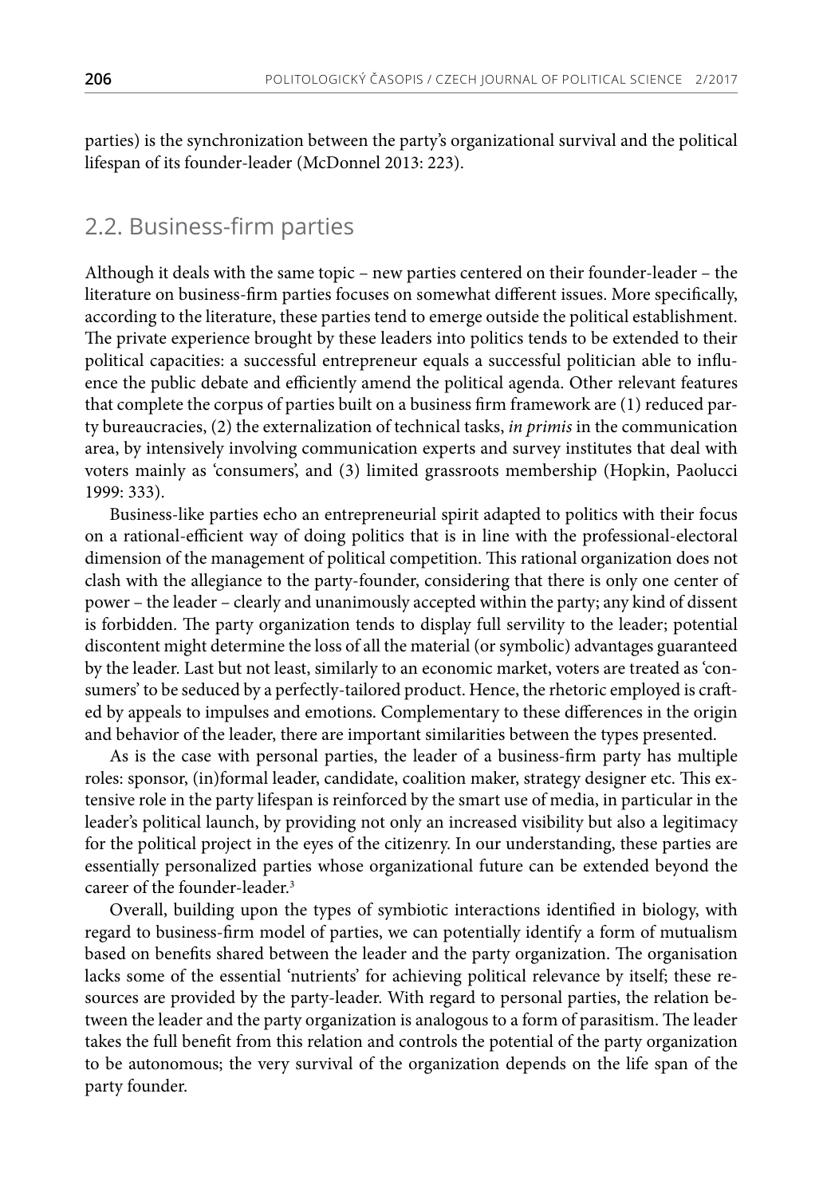parties) is the synchronization between the party's organizational survival and the political lifespan of its founder-leader (McDonnel 2013: 223).

## 2.2. Business-firm parties

Although it deals with the same topic – new parties centered on their founder-leader – the literature on business-firm parties focuses on somewhat different issues. More specifically, according to the literature, these parties tend to emerge outside the political establishment. The private experience brought by these leaders into politics tends to be extended to their political capacities: a successful entrepreneur equals a successful politician able to influence the public debate and efficiently amend the political agenda. Other relevant features that complete the corpus of parties built on a business firm framework are (1) reduced party bureaucracies, (2) the externalization of technical tasks, *in primis* in the communication area, by intensively involving communication experts and survey institutes that deal with voters mainly as 'consumers', and (3) limited grassroots membership (Hopkin, Paolucci 1999: 333).

Business-like parties echo an entrepreneurial spirit adapted to politics with their focus on a rational-efficient way of doing politics that is in line with the professional-electoral dimension of the management of political competition. This rational organization does not clash with the allegiance to the party-founder, considering that there is only one center of power – the leader – clearly and unanimously accepted within the party; any kind of dissent is forbidden. The party organization tends to display full servility to the leader; potential discontent might determine the loss of all the material (or symbolic) advantages guaranteed by the leader. Last but not least, similarly to an economic market, voters are treated as 'consumers' to be seduced by a perfectly-tailored product. Hence, the rhetoric employed is crafted by appeals to impulses and emotions. Complementary to these differences in the origin and behavior of the leader, there are important similarities between the types presented.

As is the case with personal parties, the leader of a business-firm party has multiple roles: sponsor, (in)formal leader, candidate, coalition maker, strategy designer etc. This extensive role in the party lifespan is reinforced by the smart use of media, in particular in the leader's political launch, by providing not only an increased visibility but also a legitimacy for the political project in the eyes of the citizenry. In our understanding, these parties are essentially personalized parties whose organizational future can be extended beyond the career of the founder-leader.[3]

Overall, building upon the types of symbiotic interactions identified in biology, with regard to business-firm model of parties, we can potentially identify a form of mutualism based on benefits shared between the leader and the party organization. The organisation lacks some of the essential 'nutrients' for achieving political relevance by itself; these resources are provided by the party-leader. With regard to personal parties, the relation between the leader and the party organization is analogous to a form of parasitism. The leader takes the full benefit from this relation and controls the potential of the party organization to be autonomous; the very survival of the organization depends on the life span of the party founder.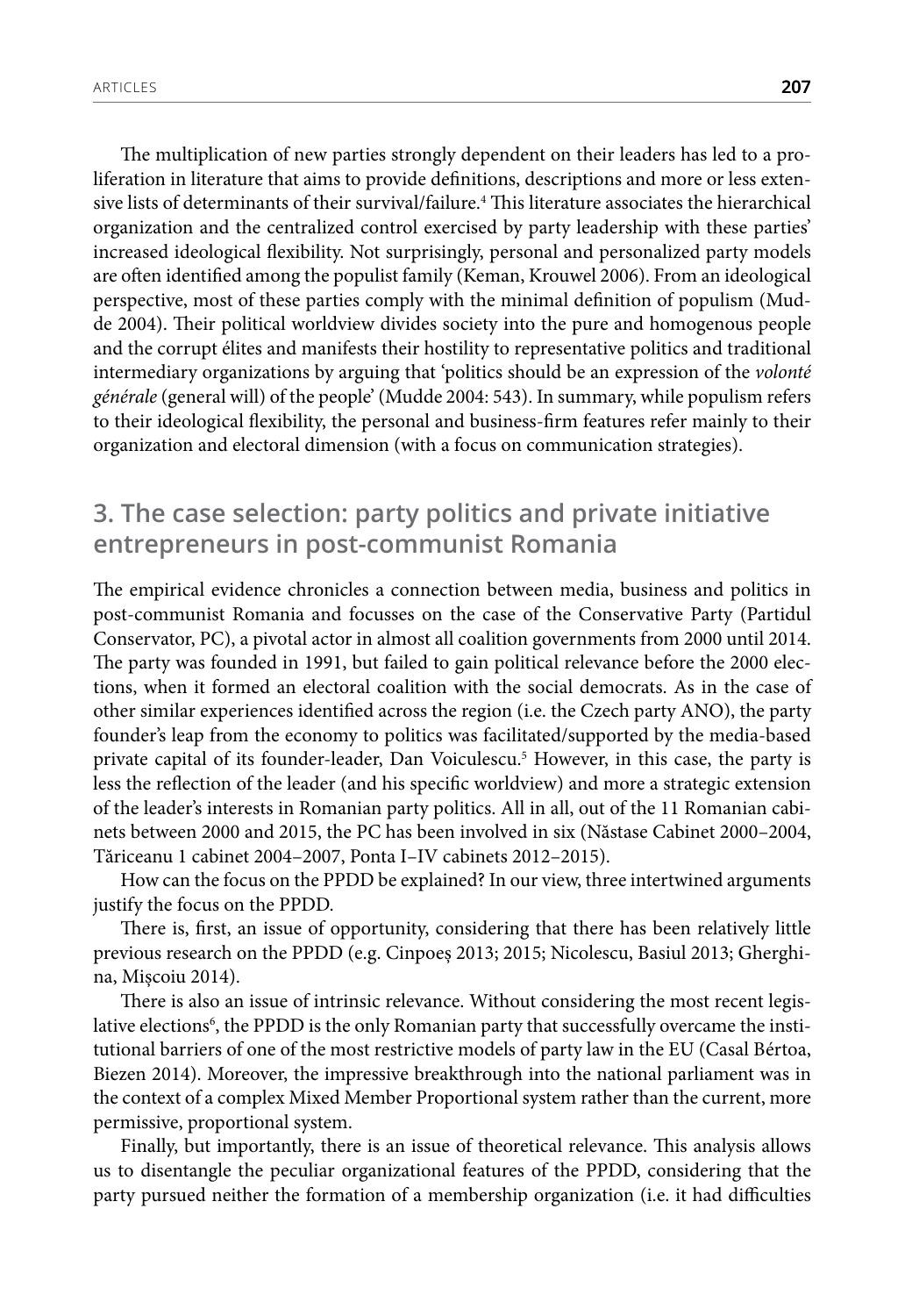The multiplication of new parties strongly dependent on their leaders has led to a proliferation in literature that aims to provide definitions, descriptions and more or less extensive lists of determinants of their survival/failure.[4] This literature associates the hierarchical organization and the centralized control exercised by party leadership with these parties' increased ideological flexibility. Not surprisingly, personal and personalized party models are often identified among the populist family (Keman, Krouwel 2006). From an ideological perspective, most of these parties comply with the minimal definition of populism (Mudde 2004). Their political worldview divides society into the pure and homogenous people and the corrupt élites and manifests their hostility to representative politics and traditional intermediary organizations by arguing that 'politics should be an expression of the *volonté générale* (general will) of the people' (Mudde 2004: 543). In summary, while populism refers to their ideological flexibility, the personal and business-firm features refer mainly to their organization and electoral dimension (with a focus on communication strategies).

## 3. The case selection: party politics and private initiative entrepreneurs in post-communist Romania

The empirical evidence chronicles a connection between media, business and politics in post-communist Romania and focusses on the case of the Conservative Party (Partidul Conservator, PC), a pivotal actor in almost all coalition governments from 2000 until 2014. The party was founded in 1991, but failed to gain political relevance before the 2000 elections, when it formed an electoral coalition with the social democrats. As in the case of other similar experiences identified across the region (i.e. the Czech party ANO), the party founder's leap from the economy to politics was facilitated/supported by the media-based private capital of its founder-leader, Dan Voiculescu.[5] However, in this case, the party is less the reflection of the leader (and his specific worldview) and more a strategic extension of the leader's interests in Romanian party politics. All in all, out of the 11 Romanian cabinets between 2000 and 2015, the PC has been involved in six (Năstase Cabinet 2000–2004, Tăriceanu 1 cabinet 2004–2007, Ponta I–IV cabinets 2012–2015).

How can the focus on the PPDD be explained? In our view, three intertwined arguments justify the focus on the PPDD.

There is, first, an issue of opportunity, considering that there has been relatively little previous research on the PPDD (e.g. Cinpoeș 2013; 2015; Nicolescu, Basiul 2013; Gherghina, Mișcoiu 2014).

There is also an issue of intrinsic relevance. Without considering the most recent legislative elections[6], the PPDD is the only Romanian party that successfully overcame the institutional barriers of one of the most restrictive models of party law in the EU (Casal Bértoa, Biezen 2014). Moreover, the impressive breakthrough into the national parliament was in the context of a complex Mixed Member Proportional system rather than the current, more permissive, proportional system.

Finally, but importantly, there is an issue of theoretical relevance. This analysis allows us to disentangle the peculiar organizational features of the PPDD, considering that the party pursued neither the formation of a membership organization (i.e. it had difficulties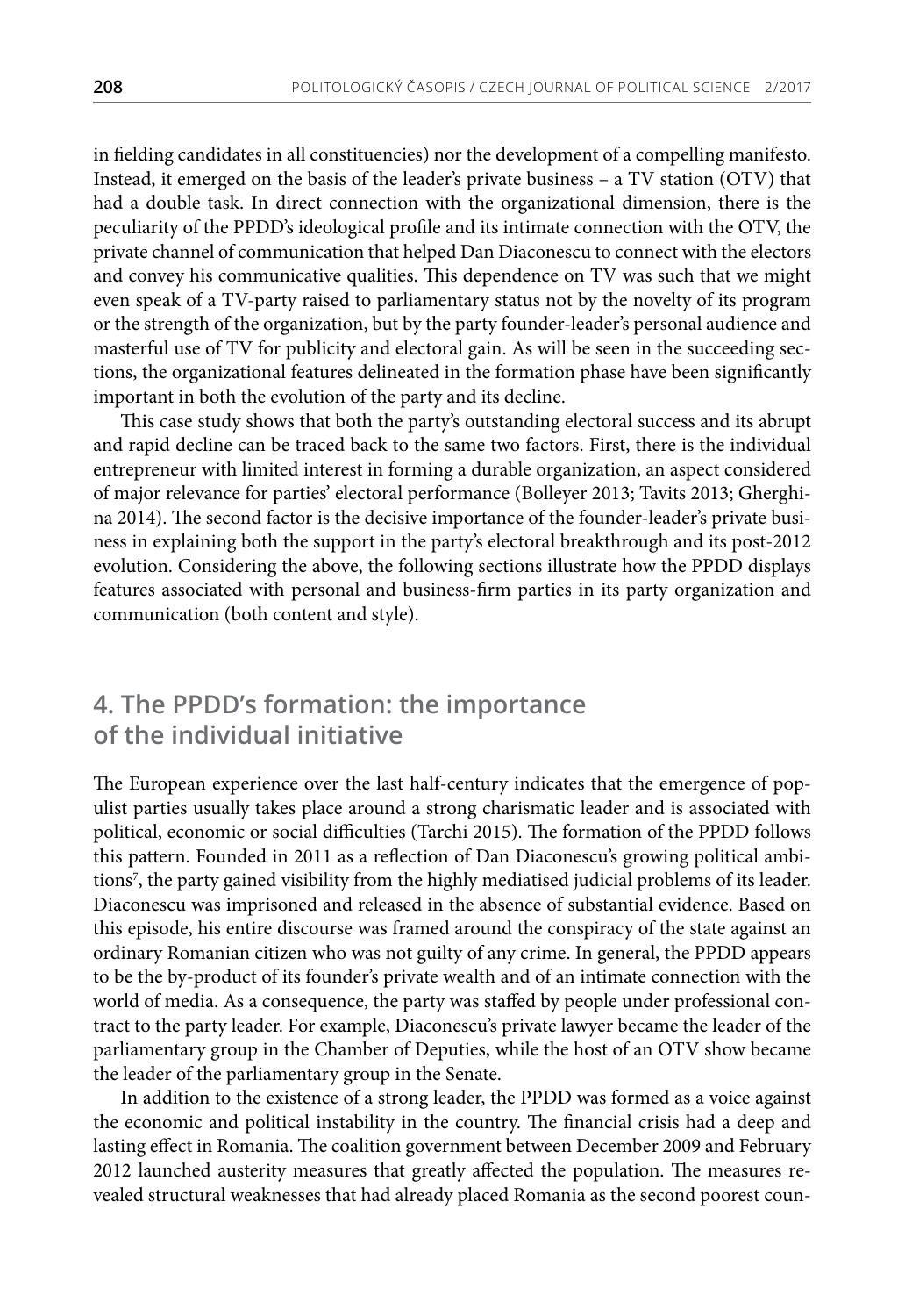in fielding candidates in all constituencies) nor the development of a compelling manifesto. Instead, it emerged on the basis of the leader's private business – a TV station (OTV) that had a double task. In direct connection with the organizational dimension, there is the peculiarity of the PPDD's ideological profile and its intimate connection with the OTV, the private channel of communication that helped Dan Diaconescu to connect with the electors and convey his communicative qualities. This dependence on TV was such that we might even speak of a TV-party raised to parliamentary status not by the novelty of its program or the strength of the organization, but by the party founder-leader's personal audience and masterful use of TV for publicity and electoral gain. As will be seen in the succeeding sections, the organizational features delineated in the formation phase have been significantly important in both the evolution of the party and its decline.

This case study shows that both the party's outstanding electoral success and its abrupt and rapid decline can be traced back to the same two factors. First, there is the individual entrepreneur with limited interest in forming a durable organization, an aspect considered of major relevance for parties' electoral performance (Bolleyer 2013; Tavits 2013; Gherghina 2014). The second factor is the decisive importance of the founder-leader's private business in explaining both the support in the party's electoral breakthrough and its post-2012 evolution. Considering the above, the following sections illustrate how the PPDD displays features associated with personal and business-firm parties in its party organization and communication (both content and style).

## 4. The PPDD's formation: the importance of the individual initiative

The European experience over the last half-century indicates that the emergence of populist parties usually takes place around a strong charismatic leader and is associated with political, economic or social difficulties (Tarchi 2015). The formation of the PPDD follows this pattern. Founded in 2011 as a reflection of Dan Diaconescu's growing political ambitions[7], the party gained visibility from the highly mediatised judicial problems of its leader. Diaconescu was imprisoned and released in the absence of substantial evidence. Based on this episode, his entire discourse was framed around the conspiracy of the state against an ordinary Romanian citizen who was not guilty of any crime. In general, the PPDD appears to be the by-product of its founder's private wealth and of an intimate connection with the world of media. As a consequence, the party was staffed by people under professional contract to the party leader. For example, Diaconescu's private lawyer became the leader of the parliamentary group in the Chamber of Deputies, while the host of an OTV show became the leader of the parliamentary group in the Senate.

In addition to the existence of a strong leader, the PPDD was formed as a voice against the economic and political instability in the country. The financial crisis had a deep and lasting effect in Romania. The coalition government between December 2009 and February 2012 launched austerity measures that greatly affected the population. The measures revealed structural weaknesses that had already placed Romania as the second poorest coun-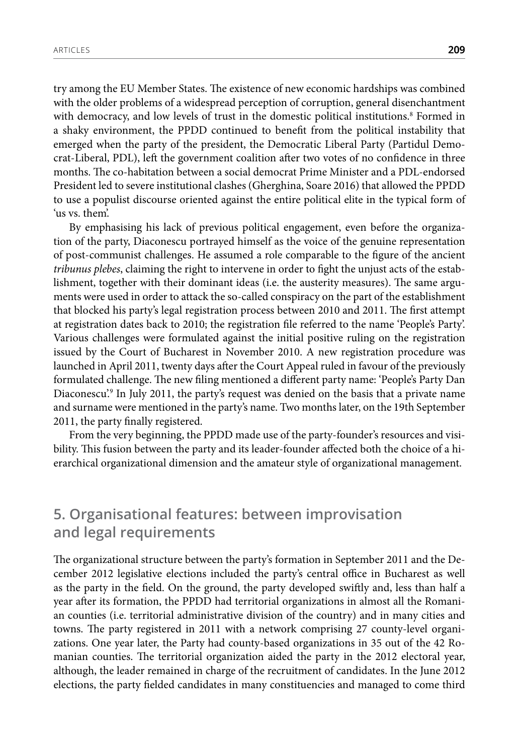try among the EU Member States. The existence of new economic hardships was combined with the older problems of a widespread perception of corruption, general disenchantment with democracy, and low levels of trust in the domestic political institutions.[8] Formed in a shaky environment, the PPDD continued to benefit from the political instability that emerged when the party of the president, the Democratic Liberal Party (Partidul Democrat-Liberal, PDL), left the government coalition after two votes of no confidence in three months. The co-habitation between a social democrat Prime Minister and a PDL-endorsed President led to severe institutional clashes (Gherghina, Soare 2016) that allowed the PPDD to use a populist discourse oriented against the entire political elite in the typical form of 'us vs. them'.

By emphasising his lack of previous political engagement, even before the organization of the party, Diaconescu portrayed himself as the voice of the genuine representation of post-communist challenges. He assumed a role comparable to the figure of the ancient *tribunus plebes*, claiming the right to intervene in order to fight the unjust acts of the establishment, together with their dominant ideas (i.e. the austerity measures). The same arguments were used in order to attack the so-called conspiracy on the part of the establishment that blocked his party's legal registration process between 2010 and 2011. The first attempt at registration dates back to 2010; the registration file referred to the name 'People's Party'. Various challenges were formulated against the initial positive ruling on the registration issued by the Court of Bucharest in November 2010. A new registration procedure was launched in April 2011, twenty days after the Court Appeal ruled in favour of the previously formulated challenge. The new filing mentioned a different party name: 'People's Party Dan Diaconescu'.[9] In July 2011, the party's request was denied on the basis that a private name and surname were mentioned in the party's name. Two months later, on the 19th September 2011, the party finally registered.

From the very beginning, the PPDD made use of the party-founder's resources and visibility. This fusion between the party and its leader-founder affected both the choice of a hierarchical organizational dimension and the amateur style of organizational management.

## 5. Organisational features: between improvisation and legal requirements

The organizational structure between the party's formation in September 2011 and the December 2012 legislative elections included the party's central office in Bucharest as well as the party in the field. On the ground, the party developed swiftly and, less than half a year after its formation, the PPDD had territorial organizations in almost all the Romanian counties (i.e. territorial administrative division of the country) and in many cities and towns. The party registered in 2011 with a network comprising 27 county-level organizations. One year later, the Party had county-based organizations in 35 out of the 42 Romanian counties. The territorial organization aided the party in the 2012 electoral year, although, the leader remained in charge of the recruitment of candidates. In the June 2012 elections, the party fielded candidates in many constituencies and managed to come third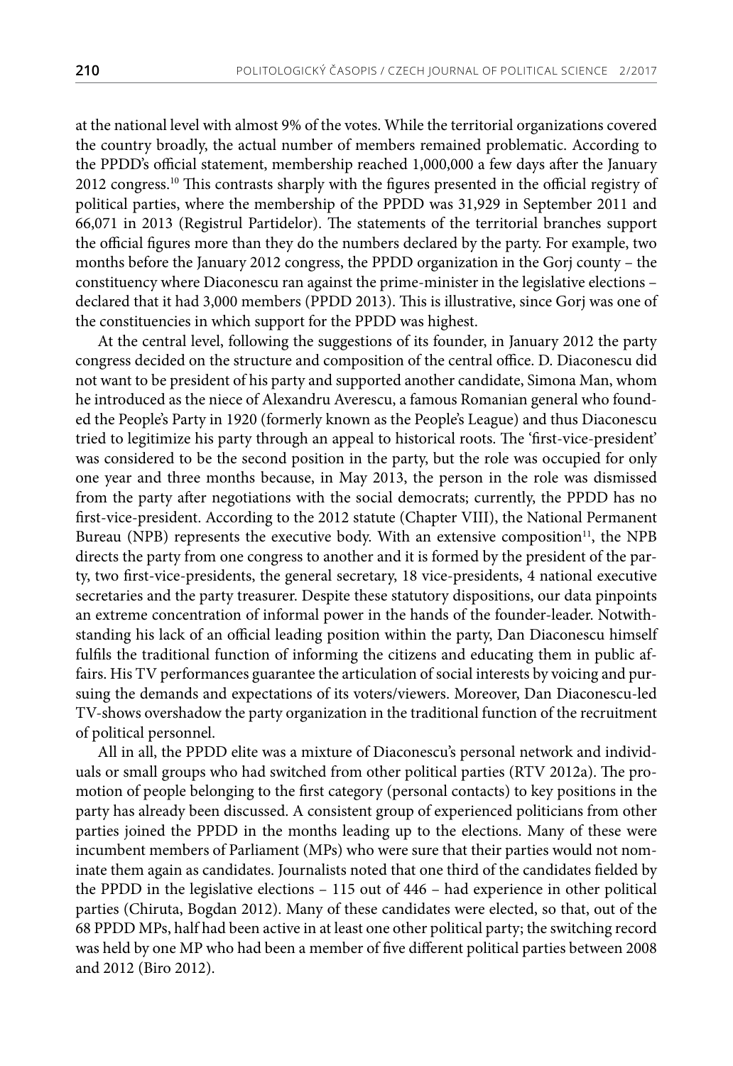at the national level with almost 9% of the votes. While the territorial organizations covered the country broadly, the actual number of members remained problematic. According to the PPDD's official statement, membership reached 1,000,000 a few days after the January 2012 congress.[10] This contrasts sharply with the figures presented in the official registry of political parties, where the membership of the PPDD was 31,929 in September 2011 and 66,071 in 2013 (Registrul Partidelor). The statements of the territorial branches support the official figures more than they do the numbers declared by the party. For example, two months before the January 2012 congress, the PPDD organization in the Gorj county – the constituency where Diaconescu ran against the prime-minister in the legislative elections – declared that it had 3,000 members (PPDD 2013). This is illustrative, since Gorj was one of the constituencies in which support for the PPDD was highest.

At the central level, following the suggestions of its founder, in January 2012 the party congress decided on the structure and composition of the central office. D. Diaconescu did not want to be president of his party and supported another candidate, Simona Man, whom he introduced as the niece of Alexandru Averescu, a famous Romanian general who founded the People's Party in 1920 (formerly known as the People's League) and thus Diaconescu tried to legitimize his party through an appeal to historical roots. The 'first-vice-president' was considered to be the second position in the party, but the role was occupied for only one year and three months because, in May 2013, the person in the role was dismissed from the party after negotiations with the social democrats; currently, the PPDD has no first-vice-president. According to the 2012 statute (Chapter VIII), the National Permanent Bureau (NPB) represents the executive body. With an extensive composition[11], the NPB directs the party from one congress to another and it is formed by the president of the party, two first-vice-presidents, the general secretary, 18 vice-presidents, 4 national executive secretaries and the party treasurer. Despite these statutory dispositions, our data pinpoints an extreme concentration of informal power in the hands of the founder-leader. Notwithstanding his lack of an official leading position within the party, Dan Diaconescu himself fulfils the traditional function of informing the citizens and educating them in public affairs. His TV performances guarantee the articulation of social interests by voicing and pursuing the demands and expectations of its voters/viewers. Moreover, Dan Diaconescu-led TV-shows overshadow the party organization in the traditional function of the recruitment of political personnel.

All in all, the PPDD elite was a mixture of Diaconescu's personal network and individuals or small groups who had switched from other political parties (RTV 2012a). The promotion of people belonging to the first category (personal contacts) to key positions in the party has already been discussed. A consistent group of experienced politicians from other parties joined the PPDD in the months leading up to the elections. Many of these were incumbent members of Parliament (MPs) who were sure that their parties would not nominate them again as candidates. Journalists noted that one third of the candidates fielded by the PPDD in the legislative elections – 115 out of 446 – had experience in other political parties (Chiruta, Bogdan 2012). Many of these candidates were elected, so that, out of the 68 PPDD MPs, half had been active in at least one other political party; the switching record was held by one MP who had been a member of five different political parties between 2008 and 2012 (Biro 2012).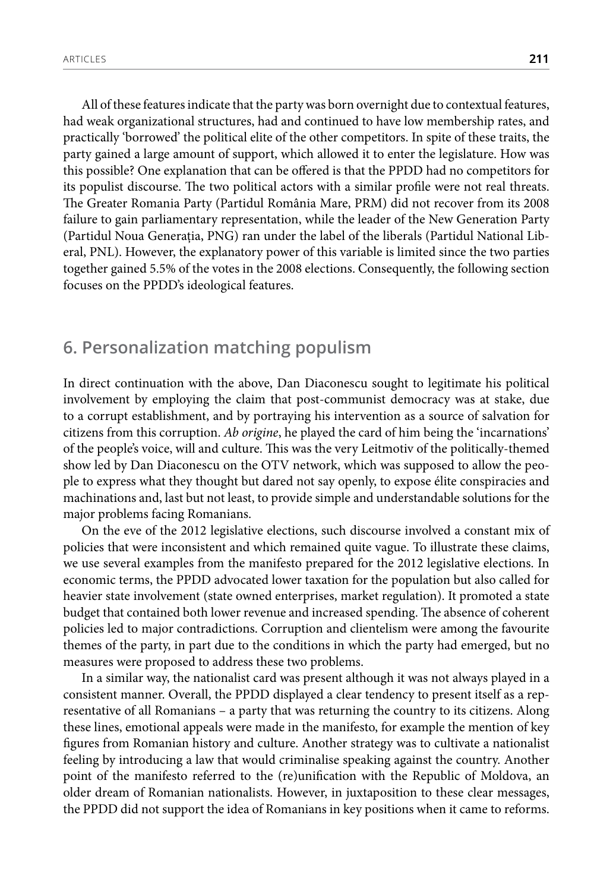All of these features indicate that the party was born overnight due to contextual features, had weak organizational structures, had and continued to have low membership rates, and practically 'borrowed' the political elite of the other competitors. In spite of these traits, the party gained a large amount of support, which allowed it to enter the legislature. How was this possible? One explanation that can be offered is that the PPDD had no competitors for its populist discourse. The two political actors with a similar profile were not real threats. The Greater Romania Party (Partidul România Mare, PRM) did not recover from its 2008 failure to gain parliamentary representation, while the leader of the New Generation Party (Partidul Noua Generația, PNG) ran under the label of the liberals (Partidul National Liberal, PNL). However, the explanatory power of this variable is limited since the two parties together gained 5.5% of the votes in the 2008 elections. Consequently, the following section focuses on the PPDD's ideological features.

## 6. Personalization matching populism

In direct continuation with the above, Dan Diaconescu sought to legitimate his political involvement by employing the claim that post-communist democracy was at stake, due to a corrupt establishment, and by portraying his intervention as a source of salvation for citizens from this corruption. *Ab origine*, he played the card of him being the 'incarnations' of the people's voice, will and culture. This was the very Leitmotiv of the politically-themed show led by Dan Diaconescu on the OTV network, which was supposed to allow the people to express what they thought but dared not say openly, to expose élite conspiracies and machinations and, last but not least, to provide simple and understandable solutions for the major problems facing Romanians.

On the eve of the 2012 legislative elections, such discourse involved a constant mix of policies that were inconsistent and which remained quite vague. To illustrate these claims, we use several examples from the manifesto prepared for the 2012 legislative elections. In economic terms, the PPDD advocated lower taxation for the population but also called for heavier state involvement (state owned enterprises, market regulation). It promoted a state budget that contained both lower revenue and increased spending. The absence of coherent policies led to major contradictions. Corruption and clientelism were among the favourite themes of the party, in part due to the conditions in which the party had emerged, but no measures were proposed to address these two problems.

In a similar way, the nationalist card was present although it was not always played in a consistent manner. Overall, the PPDD displayed a clear tendency to present itself as a representative of all Romanians – a party that was returning the country to its citizens. Along these lines, emotional appeals were made in the manifesto, for example the mention of key figures from Romanian history and culture. Another strategy was to cultivate a nationalist feeling by introducing a law that would criminalise speaking against the country. Another point of the manifesto referred to the (re)unification with the Republic of Moldova, an older dream of Romanian nationalists. However, in juxtaposition to these clear messages, the PPDD did not support the idea of Romanians in key positions when it came to reforms.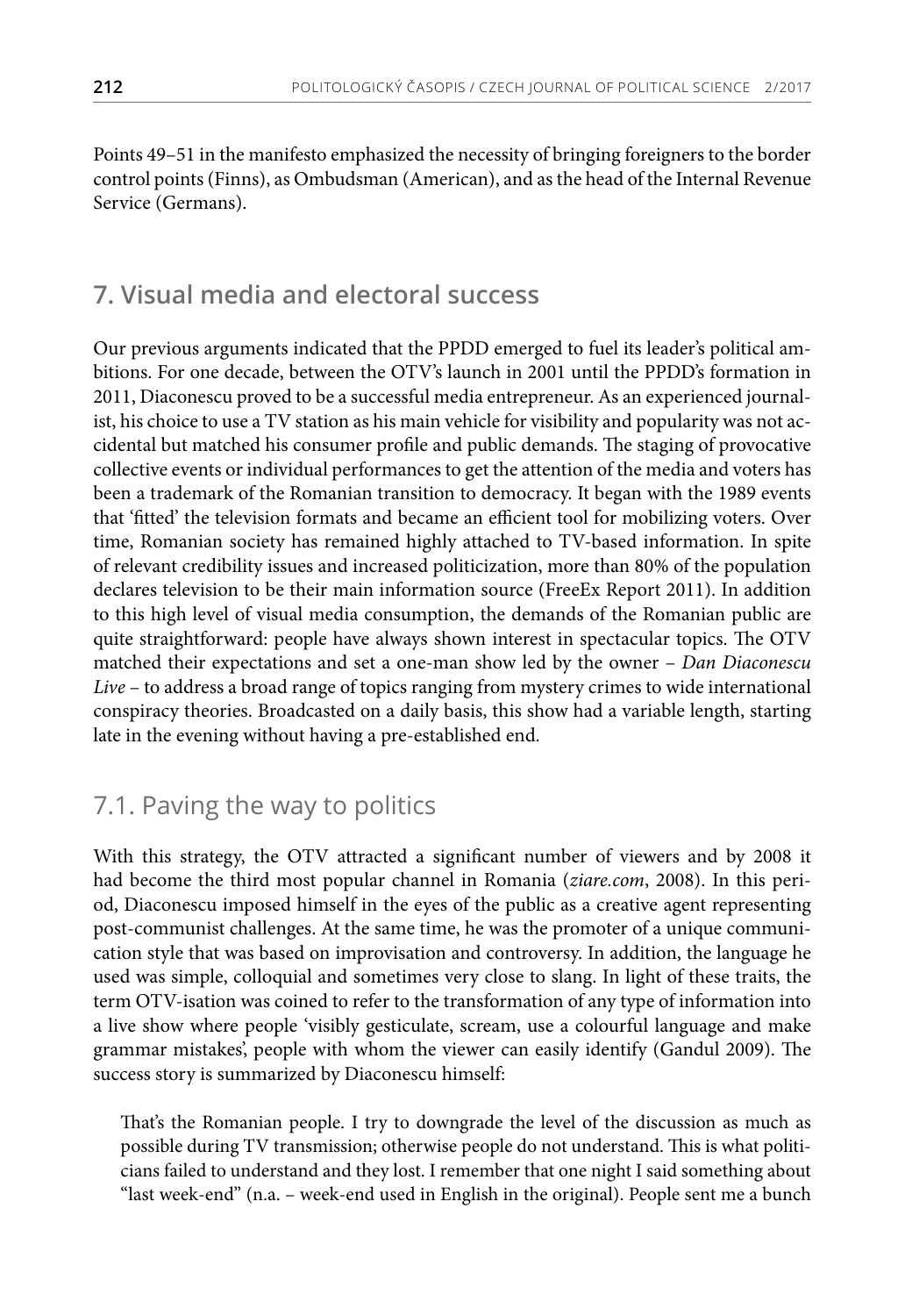Points 49–51 in the manifesto emphasized the necessity of bringing foreigners to the border control points (Finns), as Ombudsman (American), and as the head of the Internal Revenue Service (Germans).

## 7. Visual media and electoral success

Our previous arguments indicated that the PPDD emerged to fuel its leader's political ambitions. For one decade, between the OTV's launch in 2001 until the PPDD's formation in 2011, Diaconescu proved to be a successful media entrepreneur. As an experienced journalist, his choice to use a TV station as his main vehicle for visibility and popularity was not accidental but matched his consumer profile and public demands. The staging of provocative collective events or individual performances to get the attention of the media and voters has been a trademark of the Romanian transition to democracy. It began with the 1989 events that 'fitted' the television formats and became an efficient tool for mobilizing voters. Over time, Romanian society has remained highly attached to TV-based information. In spite of relevant credibility issues and increased politicization, more than 80% of the population declares television to be their main information source (FreeEx Report 2011). In addition to this high level of visual media consumption, the demands of the Romanian public are quite straightforward: people have always shown interest in spectacular topics. The OTV matched their expectations and set a one-man show led by the owner – *Dan Diaconescu Live* – to address a broad range of topics ranging from mystery crimes to wide international conspiracy theories. Broadcasted on a daily basis, this show had a variable length, starting late in the evening without having a pre-established end.

### 7.1. Paving the way to politics

With this strategy, the OTV attracted a significant number of viewers and by 2008 it had become the third most popular channel in Romania (*ziare.com*, 2008). In this period, Diaconescu imposed himself in the eyes of the public as a creative agent representing post-communist challenges. At the same time, he was the promoter of a unique communication style that was based on improvisation and controversy. In addition, the language he used was simple, colloquial and sometimes very close to slang. In light of these traits, the term OTV-isation was coined to refer to the transformation of any type of information into a live show where people 'visibly gesticulate, scream, use a colourful language and make grammar mistakes', people with whom the viewer can easily identify (Gandul 2009). The success story is summarized by Diaconescu himself:

> That's the Romanian people. I try to downgrade the level of the discussion as much as possible during TV transmission; otherwise people do not understand. This is what politicians failed to understand and they lost. I remember that one night I said something about "last week-end" (n.a. – week-end used in English in the original). People sent me a bunch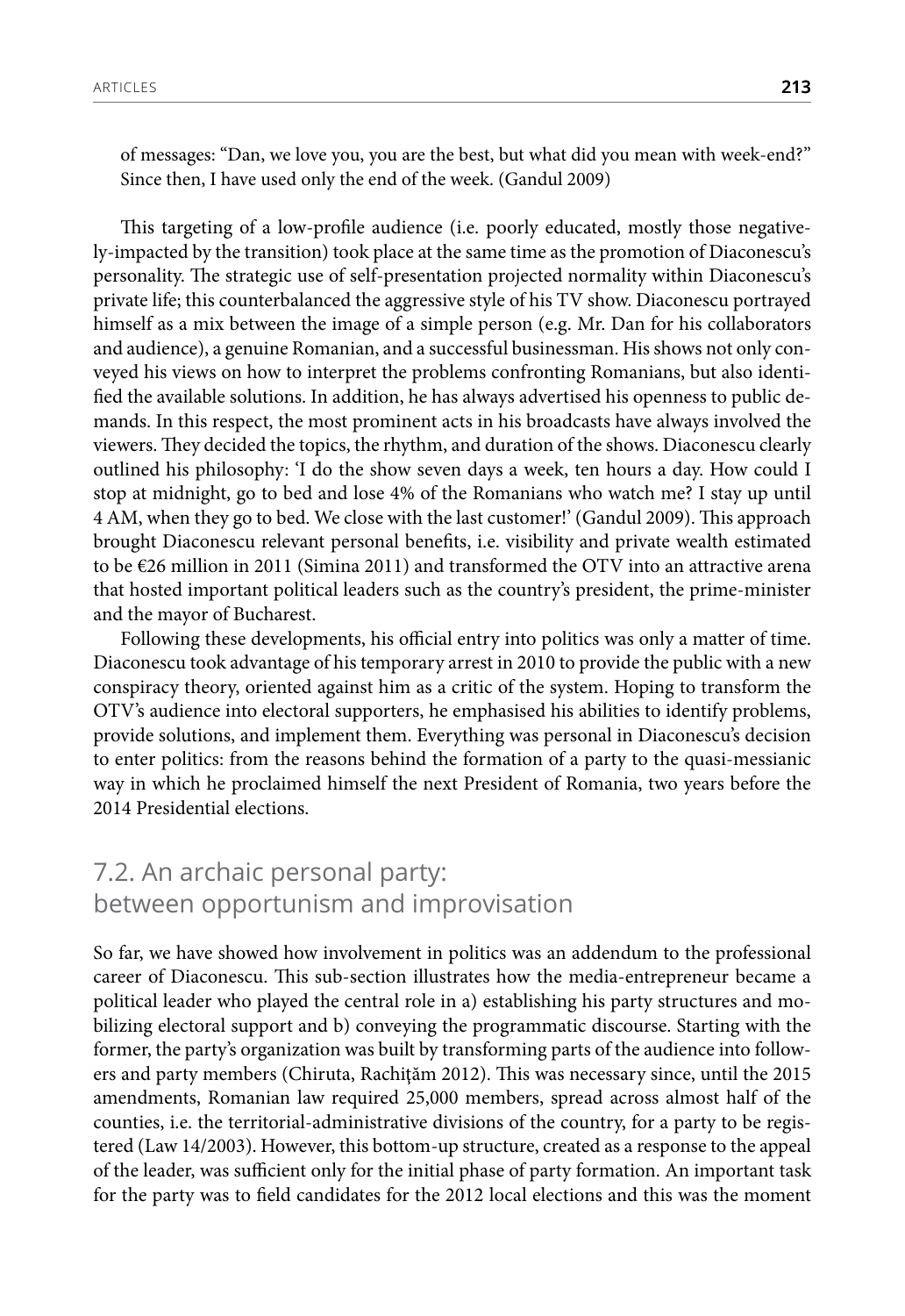of messages: "Dan, we love you, you are the best, but what did you mean with week-end?" Since then, I have used only the end of the week. (Gandul 2009)

This targeting of a low-profile audience (i.e. poorly educated, mostly those negatively-impacted by the transition) took place at the same time as the promotion of Diaconescu's personality. The strategic use of self-presentation projected normality within Diaconescu's private life; this counterbalanced the aggressive style of his TV show. Diaconescu portrayed himself as a mix between the image of a simple person (e.g. Mr. Dan for his collaborators and audience), a genuine Romanian, and a successful businessman. His shows not only conveyed his views on how to interpret the problems confronting Romanians, but also identified the available solutions. In addition, he has always advertised his openness to public demands. In this respect, the most prominent acts in his broadcasts have always involved the viewers. They decided the topics, the rhythm, and duration of the shows. Diaconescu clearly outlined his philosophy: 'I do the show seven days a week, ten hours a day. How could I stop at midnight, go to bed and lose 4% of the Romanians who watch me? I stay up until 4 AM, when they go to bed. We close with the last customer!' (Gandul 2009). This approach brought Diaconescu relevant personal benefits, i.e. visibility and private wealth estimated to be €26 million in 2011 (Simina 2011) and transformed the OTV into an attractive arena that hosted important political leaders such as the country's president, the prime-minister and the mayor of Bucharest.

Following these developments, his official entry into politics was only a matter of time. Diaconescu took advantage of his temporary arrest in 2010 to provide the public with a new conspiracy theory, oriented against him as a critic of the system. Hoping to transform the OTV's audience into electoral supporters, he emphasised his abilities to identify problems, provide solutions, and implement them. Everything was personal in Diaconescu's decision to enter politics: from the reasons behind the formation of a party to the quasi-messianic way in which he proclaimed himself the next President of Romania, two years before the 2014 Presidential elections.

## 7.2. An archaic personal party: between opportunism and improvisation

So far, we have showed how involvement in politics was an addendum to the professional career of Diaconescu. This sub-section illustrates how the media-entrepreneur became a political leader who played the central role in a) establishing his party structures and mobilizing electoral support and b) conveying the programmatic discourse. Starting with the former, the party's organization was built by transforming parts of the audience into followers and party members (Chiruta, Rachiţăm 2012). This was necessary since, until the 2015 amendments, Romanian law required 25,000 members, spread across almost half of the counties, i.e. the territorial-administrative divisions of the country, for a party to be registered (Law 14/2003). However, this bottom-up structure, created as a response to the appeal of the leader, was sufficient only for the initial phase of party formation. An important task for the party was to field candidates for the 2012 local elections and this was the moment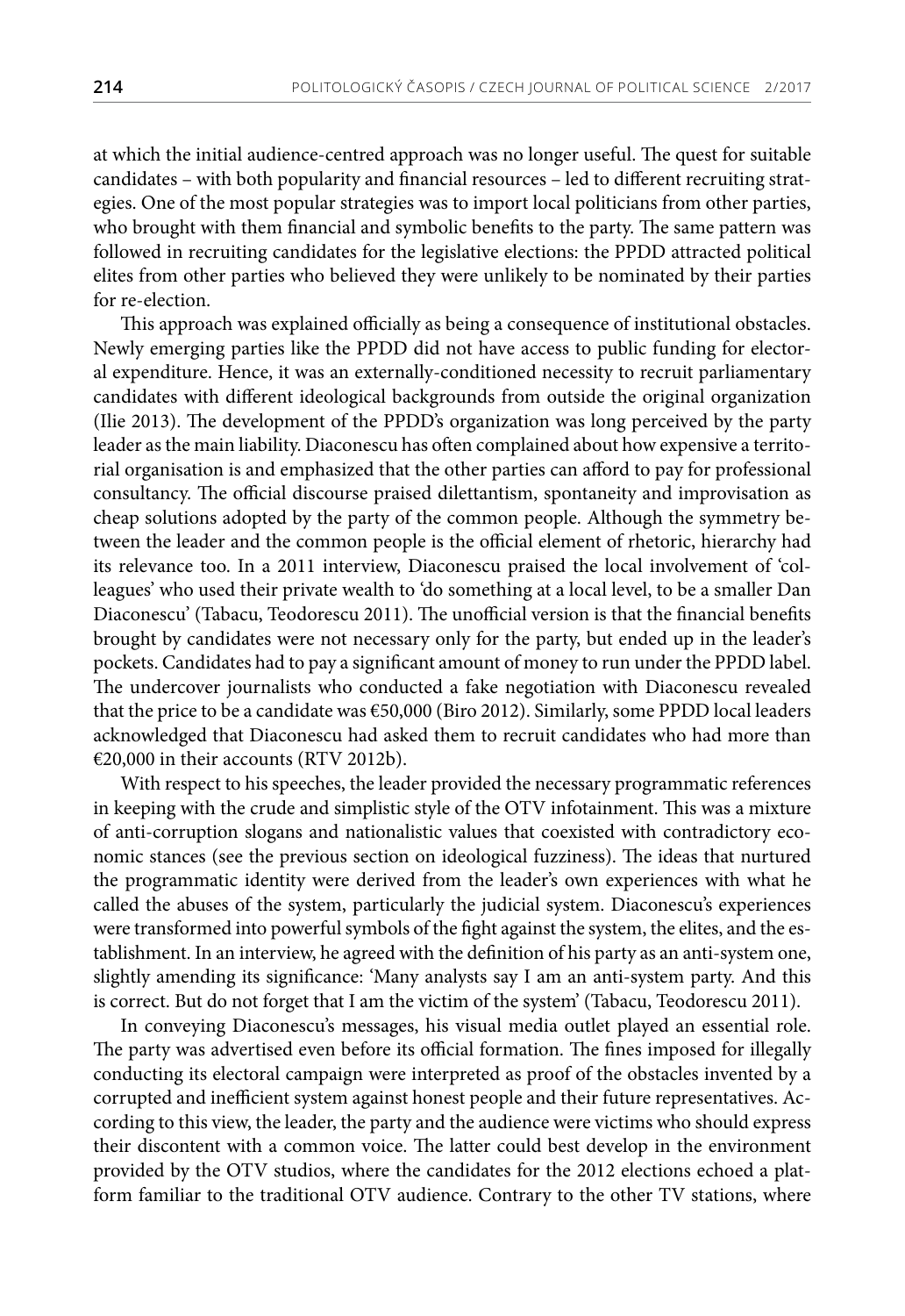at which the initial audience-centred approach was no longer useful. The quest for suitable candidates – with both popularity and financial resources – led to different recruiting strategies. One of the most popular strategies was to import local politicians from other parties, who brought with them financial and symbolic benefits to the party. The same pattern was followed in recruiting candidates for the legislative elections: the PPDD attracted political elites from other parties who believed they were unlikely to be nominated by their parties for re-election.

This approach was explained officially as being a consequence of institutional obstacles. Newly emerging parties like the PPDD did not have access to public funding for electoral expenditure. Hence, it was an externally-conditioned necessity to recruit parliamentary candidates with different ideological backgrounds from outside the original organization (Ilie 2013). The development of the PPDD's organization was long perceived by the party leader as the main liability. Diaconescu has often complained about how expensive a territorial organisation is and emphasized that the other parties can afford to pay for professional consultancy. The official discourse praised dilettantism, spontaneity and improvisation as cheap solutions adopted by the party of the common people. Although the symmetry between the leader and the common people is the official element of rhetoric, hierarchy had its relevance too. In a 2011 interview, Diaconescu praised the local involvement of 'colleagues' who used their private wealth to 'do something at a local level, to be a smaller Dan Diaconescu' (Tabacu, Teodorescu 2011). The unofficial version is that the financial benefits brought by candidates were not necessary only for the party, but ended up in the leader's pockets. Candidates had to pay a significant amount of money to run under the PPDD label. The undercover journalists who conducted a fake negotiation with Diaconescu revealed that the price to be a candidate was €50,000 (Biro 2012). Similarly, some PPDD local leaders acknowledged that Diaconescu had asked them to recruit candidates who had more than €20,000 in their accounts (RTV 2012b).

With respect to his speeches, the leader provided the necessary programmatic references in keeping with the crude and simplistic style of the OTV infotainment. This was a mixture of anti-corruption slogans and nationalistic values that coexisted with contradictory economic stances (see the previous section on ideological fuzziness). The ideas that nurtured the programmatic identity were derived from the leader's own experiences with what he called the abuses of the system, particularly the judicial system. Diaconescu's experiences were transformed into powerful symbols of the fight against the system, the elites, and the establishment. In an interview, he agreed with the definition of his party as an anti-system one, slightly amending its significance: 'Many analysts say I am an anti-system party. And this is correct. But do not forget that I am the victim of the system' (Tabacu, Teodorescu 2011).

In conveying Diaconescu's messages, his visual media outlet played an essential role. The party was advertised even before its official formation. The fines imposed for illegally conducting its electoral campaign were interpreted as proof of the obstacles invented by a corrupted and inefficient system against honest people and their future representatives. According to this view, the leader, the party and the audience were victims who should express their discontent with a common voice. The latter could best develop in the environment provided by the OTV studios, where the candidates for the 2012 elections echoed a platform familiar to the traditional OTV audience. Contrary to the other TV stations, where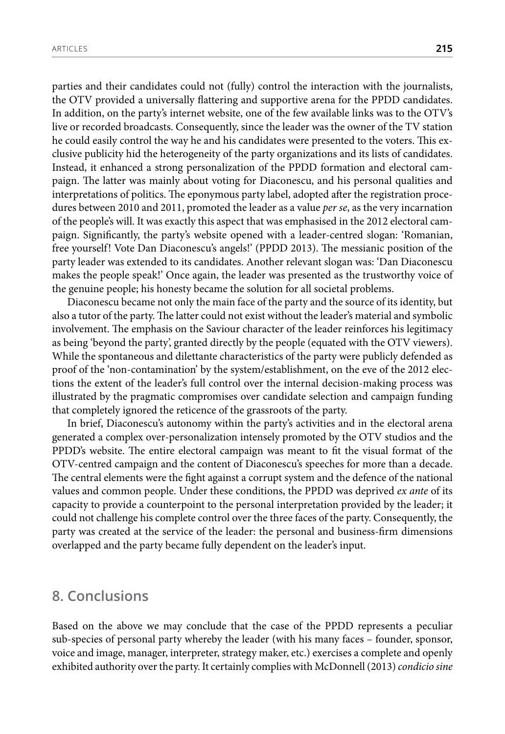parties and their candidates could not (fully) control the interaction with the journalists, the OTV provided a universally flattering and supportive arena for the PPDD candidates. In addition, on the party's internet website, one of the few available links was to the OTV's live or recorded broadcasts. Consequently, since the leader was the owner of the TV station he could easily control the way he and his candidates were presented to the voters. This exclusive publicity hid the heterogeneity of the party organizations and its lists of candidates. Instead, it enhanced a strong personalization of the PPDD formation and electoral campaign. The latter was mainly about voting for Diaconescu, and his personal qualities and interpretations of politics. The eponymous party label, adopted after the registration procedures between 2010 and 2011, promoted the leader as a value *per se*, as the very incarnation of the people's will. It was exactly this aspect that was emphasised in the 2012 electoral campaign. Significantly, the party's website opened with a leader-centred slogan: 'Romanian, free yourself! Vote Dan Diaconescu's angels!' (PPDD 2013). The messianic position of the party leader was extended to its candidates. Another relevant slogan was: 'Dan Diaconescu makes the people speak!' Once again, the leader was presented as the trustworthy voice of the genuine people; his honesty became the solution for all societal problems.

Diaconescu became not only the main face of the party and the source of its identity, but also a tutor of the party. The latter could not exist without the leader's material and symbolic involvement. The emphasis on the Saviour character of the leader reinforces his legitimacy as being 'beyond the party', granted directly by the people (equated with the OTV viewers). While the spontaneous and dilettante characteristics of the party were publicly defended as proof of the 'non-contamination' by the system/establishment, on the eve of the 2012 elections the extent of the leader's full control over the internal decision-making process was illustrated by the pragmatic compromises over candidate selection and campaign funding that completely ignored the reticence of the grassroots of the party.

In brief, Diaconescu's autonomy within the party's activities and in the electoral arena generated a complex over-personalization intensely promoted by the OTV studios and the PPDD's website. The entire electoral campaign was meant to fit the visual format of the OTV-centred campaign and the content of Diaconescu's speeches for more than a decade. The central elements were the fight against a corrupt system and the defence of the national values and common people. Under these conditions, the PPDD was deprived *ex ante* of its capacity to provide a counterpoint to the personal interpretation provided by the leader; it could not challenge his complete control over the three faces of the party. Consequently, the party was created at the service of the leader: the personal and business-firm dimensions overlapped and the party became fully dependent on the leader's input.

## 8. Conclusions

Based on the above we may conclude that the case of the PPDD represents a peculiar sub-species of personal party whereby the leader (with his many faces – founder, sponsor, voice and image, manager, interpreter, strategy maker, etc.) exercises a complete and openly exhibited authority over the party. It certainly complies with McDonnell (2013) *condicio sine*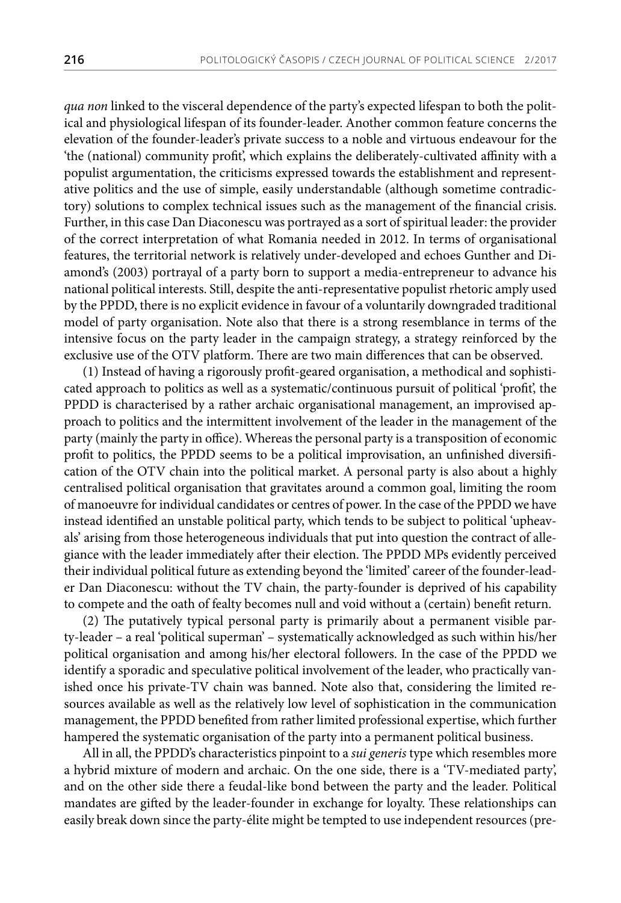*qua non* linked to the visceral dependence of the party's expected lifespan to both the political and physiological lifespan of its founder-leader. Another common feature concerns the elevation of the founder-leader's private success to a noble and virtuous endeavour for the 'the (national) community profit', which explains the deliberately-cultivated affinity with a populist argumentation, the criticisms expressed towards the establishment and representative politics and the use of simple, easily understandable (although sometime contradictory) solutions to complex technical issues such as the management of the financial crisis. Further, in this case Dan Diaconescu was portrayed as a sort of spiritual leader: the provider of the correct interpretation of what Romania needed in 2012. In terms of organisational features, the territorial network is relatively under-developed and echoes Gunther and Diamond's (2003) portrayal of a party born to support a media-entrepreneur to advance his national political interests. Still, despite the anti-representative populist rhetoric amply used by the PPDD, there is no explicit evidence in favour of a voluntarily downgraded traditional model of party organisation. Note also that there is a strong resemblance in terms of the intensive focus on the party leader in the campaign strategy, a strategy reinforced by the exclusive use of the OTV platform. There are two main differences that can be observed.

(1) Instead of having a rigorously profit-geared organisation, a methodical and sophisticated approach to politics as well as a systematic/continuous pursuit of political 'profit', the PPDD is characterised by a rather archaic organisational management, an improvised approach to politics and the intermittent involvement of the leader in the management of the party (mainly the party in office). Whereas the personal party is a transposition of economic profit to politics, the PPDD seems to be a political improvisation, an unfinished diversification of the OTV chain into the political market. A personal party is also about a highly centralised political organisation that gravitates around a common goal, limiting the room of manoeuvre for individual candidates or centres of power. In the case of the PPDD we have instead identified an unstable political party, which tends to be subject to political 'upheavals' arising from those heterogeneous individuals that put into question the contract of allegiance with the leader immediately after their election. The PPDD MPs evidently perceived their individual political future as extending beyond the 'limited' career of the founder-leader Dan Diaconescu: without the TV chain, the party-founder is deprived of his capability to compete and the oath of fealty becomes null and void without a (certain) benefit return.

(2) The putatively typical personal party is primarily about a permanent visible party-leader – a real 'political superman' – systematically acknowledged as such within his/her political organisation and among his/her electoral followers. In the case of the PPDD we identify a sporadic and speculative political involvement of the leader, who practically vanished once his private-TV chain was banned. Note also that, considering the limited resources available as well as the relatively low level of sophistication in the communication management, the PPDD benefited from rather limited professional expertise, which further hampered the systematic organisation of the party into a permanent political business.

All in all, the PPDD's characteristics pinpoint to a *sui generis* type which resembles more a hybrid mixture of modern and archaic. On the one side, there is a 'TV-mediated party', and on the other side there a feudal-like bond between the party and the leader. Political mandates are gifted by the leader-founder in exchange for loyalty. These relationships can easily break down since the party-élite might be tempted to use independent resources (pre-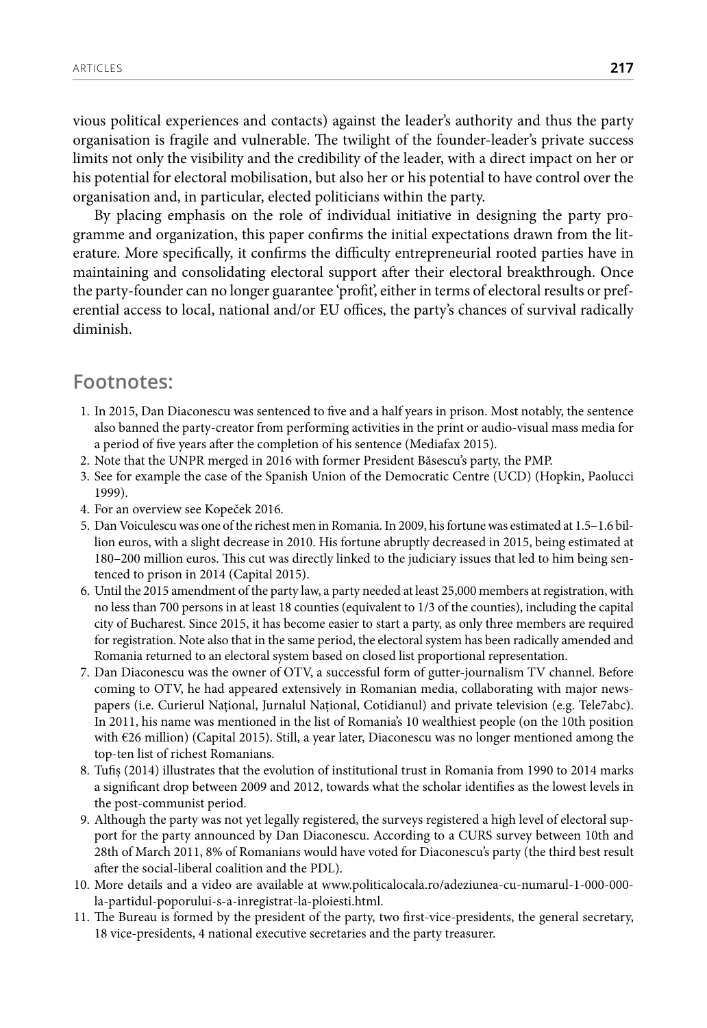vious political experiences and contacts) against the leader's authority and thus the party organisation is fragile and vulnerable. The twilight of the founder-leader's private success limits not only the visibility and the credibility of the leader, with a direct impact on her or his potential for electoral mobilisation, but also her or his potential to have control over the organisation and, in particular, elected politicians within the party.

By placing emphasis on the role of individual initiative in designing the party programme and organization, this paper confirms the initial expectations drawn from the literature. More specifically, it confirms the difficulty entrepreneurial rooted parties have in maintaining and consolidating electoral support after their electoral breakthrough. Once the party-founder can no longer guarantee 'profit', either in terms of electoral results or preferential access to local, national and/or EU offices, the party's chances of survival radically diminish.

## Footnotes:

1. In 2015, Dan Diaconescu was sentenced to five and a half years in prison. Most notably, the sentence also banned the party-creator from performing activities in the print or audio-visual mass media for a period of five years after the completion of his sentence (Mediafax 2015).
2. Note that the UNPR merged in 2016 with former President Băsescu's party, the PMP.
3. See for example the case of the Spanish Union of the Democratic Centre (UCD) (Hopkin, Paolucci 1999).
4. For an overview see Kopeček 2016.
5. Dan Voiculescu was one of the richest men in Romania. In 2009, his fortune was estimated at 1.5–1.6 billion euros, with a slight decrease in 2010. His fortune abruptly decreased in 2015, being estimated at 180–200 million euros. This cut was directly linked to the judiciary issues that led to him being sentenced to prison in 2014 (Capital 2015).
6. Until the 2015 amendment of the party law, a party needed at least 25,000 members at registration, with no less than 700 persons in at least 18 counties (equivalent to 1/3 of the counties), including the capital city of Bucharest. Since 2015, it has become easier to start a party, as only three members are required for registration. Note also that in the same period, the electoral system has been radically amended and Romania returned to an electoral system based on closed list proportional representation.
7. Dan Diaconescu was the owner of OTV, a successful form of gutter-journalism TV channel. Before coming to OTV, he had appeared extensively in Romanian media, collaborating with major newspapers (i.e. Curierul Național, Jurnalul Național, Cotidianul) and private television (e.g. Tele7abc). In 2011, his name was mentioned in the list of Romania's 10 wealthiest people (on the 10th position with €26 million) (Capital 2015). Still, a year later, Diaconescu was no longer mentioned among the top-ten list of richest Romanians.
8. Tufiș (2014) illustrates that the evolution of institutional trust in Romania from 1990 to 2014 marks a significant drop between 2009 and 2012, towards what the scholar identifies as the lowest levels in the post-communist period.
9. Although the party was not yet legally registered, the surveys registered a high level of electoral support for the party announced by Dan Diaconescu. According to a CURS survey between 10th and 28th of March 2011, 8% of Romanians would have voted for Diaconescu's party (the third best result after the social-liberal coalition and the PDL).
10. More details and a video are available at www.politicalocala.ro/adeziunea-cu-numarul-1-000-000-la-partidul-poporului-s-a-inregistrat-la-ploiesti.html.
11. The Bureau is formed by the president of the party, two first-vice-presidents, the general secretary, 18 vice-presidents, 4 national executive secretaries and the party treasurer.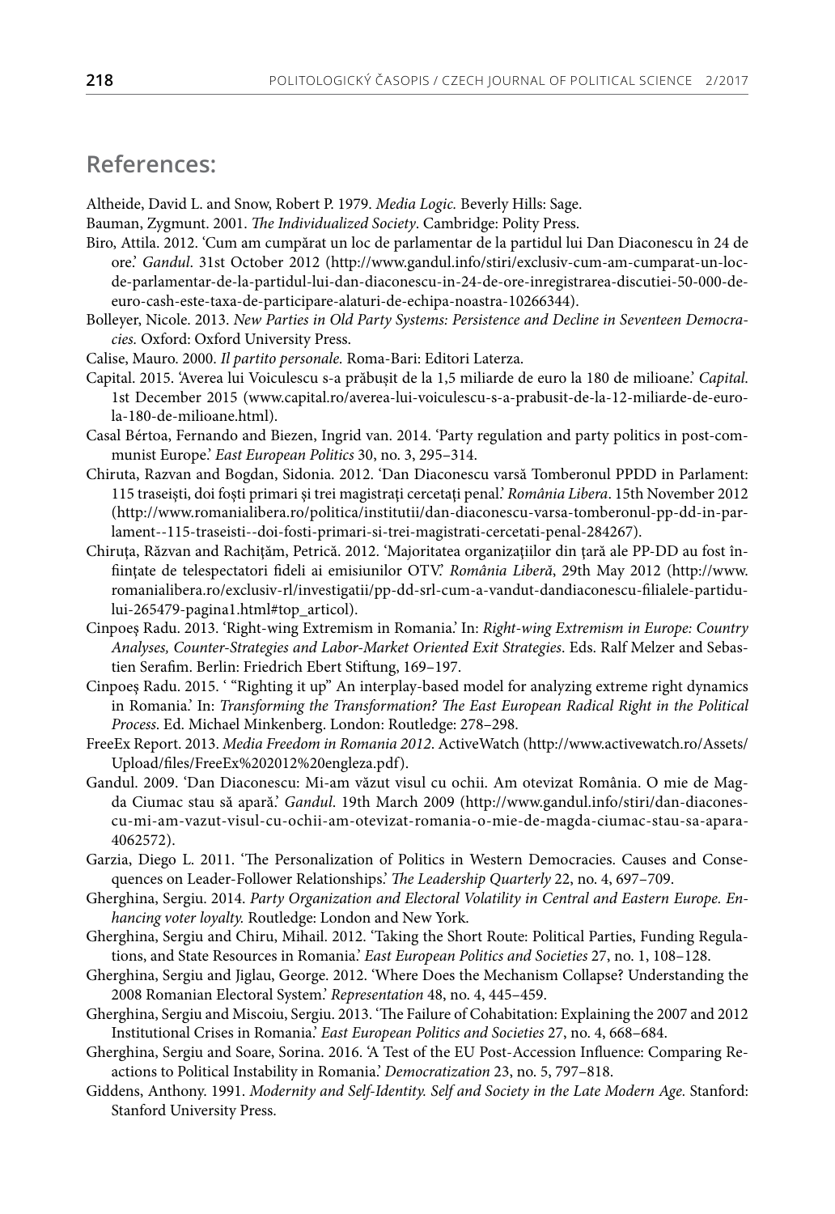## References:

Altheide, David L. and Snow, Robert P. 1979. *Media Logic.* Beverly Hills: Sage.

Bauman, Zygmunt. 2001. *The Individualized Society*. Cambridge: Polity Press.

Biro, Attila. 2012. 'Cum am cumpărat un loc de parlamentar de la partidul lui Dan Diaconescu în 24 de ore.' *Gandul*. 31st October 2012 (http://www.gandul.info/stiri/exclusiv-cum-am-cumparat-un-loc-de-parlamentar-de-la-partidul-lui-dan-diaconescu-in-24-de-ore-inregistrarea-discutiei-50-000-de-euro-cash-este-taxa-de-participare-alaturi-de-echipa-noastra-10266344).

Bolleyer, Nicole. 2013. *New Parties in Old Party Systems: Persistence and Decline in Seventeen Democracies.* Oxford: Oxford University Press.

Calise, Mauro. 2000. *Il partito personale.* Roma-Bari: Editori Laterza.

Capital. 2015. 'Averea lui Voiculescu s-a prăbușit de la 1,5 miliarde de euro la 180 de milioane.' *Capital*. 1st December 2015 (www.capital.ro/averea-lui-voiculescu-s-a-prabusit-de-la-12-miliarde-de-euro-la-180-de-milioane.html).

Casal Bértoa, Fernando and Biezen, Ingrid van. 2014. 'Party regulation and party politics in post-communist Europe.' *East European Politics* 30, no. 3, 295–314.

Chiruta, Razvan and Bogdan, Sidonia. 2012. 'Dan Diaconescu varsă Tomberonul PPDD in Parlament: 115 traseiști, doi foști primari și trei magistrați cercetați penal.' *România Libera*. 15th November 2012 (http://www.romanialibera.ro/politica/institutii/dan-diaconescu-varsa-tomberonul-pp-dd-in-parlament--115-traseisti--doi-fosti-primari-si-trei-magistrati-cercetati-penal-284267).

Chiruța, Răzvan and Rachițăm, Petrică. 2012. 'Majoritatea organizațiilor din țară ale PP-DD au fost înființate de telespectatori fideli ai emisiunilor OTV.' *România Liberă*, 29th May 2012 (http://www.romanialibera.ro/exclusiv-rl/investigatii/pp-dd-srl-cum-a-vandut-dandiaconescu-filialele-partidului-265479-pagina1.html#top_articol).

Cinpoeş Radu. 2013. 'Right-wing Extremism in Romania.' In: *Right-wing Extremism in Europe: Country Analyses, Counter-Strategies and Labor-Market Oriented Exit Strategies*. Eds. Ralf Melzer and Sebastien Serafim. Berlin: Friedrich Ebert Stiftung, 169–197.

Cinpoeş Radu. 2015. ' "Righting it up" An interplay-based model for analyzing extreme right dynamics in Romania.' In: *Transforming the Transformation? The East European Radical Right in the Political Process*. Ed. Michael Minkenberg. London: Routledge: 278–298.

FreeEx Report. 2013. *Media Freedom in Romania 2012*. ActiveWatch (http://www.activewatch.ro/Assets/Upload/files/FreeEx%202012%20engleza.pdf).

Gandul. 2009. 'Dan Diaconescu: Mi-am văzut visul cu ochii. Am otevizat România. O mie de Magda Ciumac stau să apară.' *Gandul*. 19th March 2009 (http://www.gandul.info/stiri/dan-diaconescu-mi-am-vazut-visul-cu-ochii-am-otevizat-romania-o-mie-de-magda-ciumac-stau-sa-apara-4062572).

Garzia, Diego L. 2011. 'The Personalization of Politics in Western Democracies. Causes and Consequences on Leader-Follower Relationships.' *The Leadership Quarterly* 22, no. 4, 697–709.

Gherghina, Sergiu. 2014. *Party Organization and Electoral Volatility in Central and Eastern Europe. Enhancing voter loyalty.* Routledge: London and New York.

Gherghina, Sergiu and Chiru, Mihail. 2012. 'Taking the Short Route: Political Parties, Funding Regulations, and State Resources in Romania.' *East European Politics and Societies* 27, no. 1, 108–128.

Gherghina, Sergiu and Jiglau, George. 2012. 'Where Does the Mechanism Collapse? Understanding the 2008 Romanian Electoral System.' *Representation* 48, no. 4, 445–459.

Gherghina, Sergiu and Miscoiu, Sergiu. 2013. 'The Failure of Cohabitation: Explaining the 2007 and 2012 Institutional Crises in Romania.' *East European Politics and Societies* 27, no. 4, 668–684.

Gherghina, Sergiu and Soare, Sorina. 2016. 'A Test of the EU Post-Accession Influence: Comparing Reactions to Political Instability in Romania.' *Democratization* 23, no. 5, 797–818.

Giddens, Anthony. 1991. *Modernity and Self-Identity. Self and Society in the Late Modern Age.* Stanford: Stanford University Press.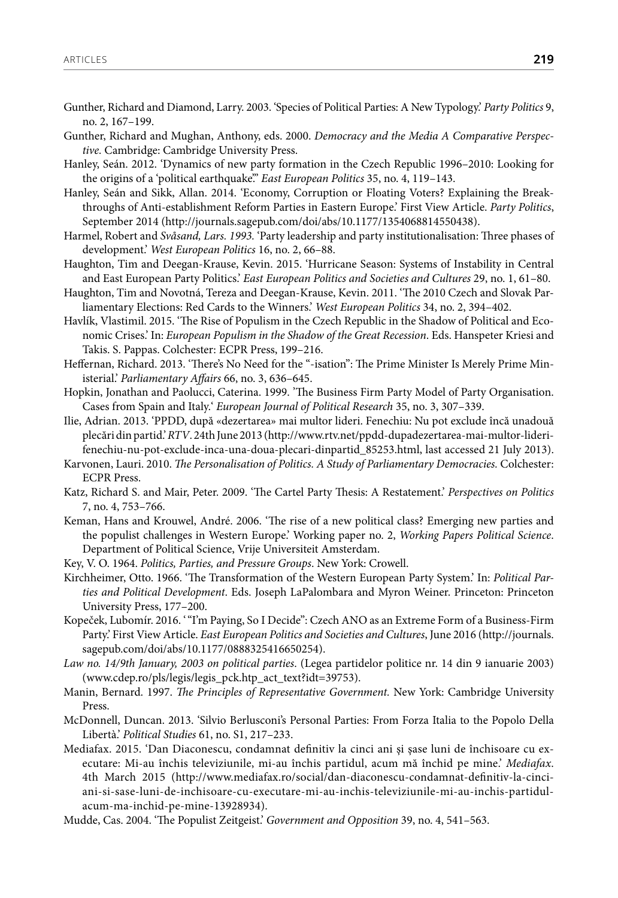Gunther, Richard and Diamond, Larry. 2003. 'Species of Political Parties: A New Typology.' *Party Politics* 9, no. 2, 167–199.

Gunther, Richard and Mughan, Anthony, eds. 2000. *Democracy and the Media A Comparative Perspective*. Cambridge: Cambridge University Press.

Hanley, Seán. 2012. 'Dynamics of new party formation in the Czech Republic 1996–2010: Looking for the origins of a 'political earthquake'.'' *East European Politics* 35, no. 4, 119–143.

Hanley, Seán and Sikk, Allan. 2014. 'Economy, Corruption or Floating Voters? Explaining the Breakthroughs of Anti-establishment Reform Parties in Eastern Europe.' First View Article. *Party Politics*, September 2014 (http://journals.sagepub.com/doi/abs/10.1177/1354068814550438).

Harmel, Robert and *Svåsand, Lars. 1993.* 'Party leadership and party institutionalisation: Three phases of development.' *West European Politics* 16, no. 2, 66–88.

Haughton, Tim and Deegan-Krause, Kevin. 2015. 'Hurricane Season: Systems of Instability in Central and East European Party Politics.' *East European Politics and Societies and Cultures* 29, no. 1, 61–80.

Haughton, Tim and Novotná, Tereza and Deegan-Krause, Kevin. 2011. 'The 2010 Czech and Slovak Parliamentary Elections: Red Cards to the Winners.' *West European Politics* 34, no. 2, 394–402.

Havlík, Vlastimil. 2015. 'The Rise of Populism in the Czech Republic in the Shadow of Political and Economic Crises.' In: *European Populism in the Shadow of the Great Recession*. Eds. Hanspeter Kriesi and Takis. S. Pappas. Colchester: ECPR Press, 199–216.

Heffernan, Richard. 2013. 'There's No Need for the "-isation": The Prime Minister Is Merely Prime Ministerial.' *Parliamentary Affairs* 66, no. 3, 636–645.

Hopkin, Jonathan and Paolucci, Caterina. 1999. 'The Business Firm Party Model of Party Organisation. Cases from Spain and Italy.' *European Journal of Political Research* 35, no. 3, 307–339.

Ilie, Adrian. 2013. 'PPDD, după «dezertarea» mai multor lideri. Fenechiu: Nu pot exclude încă unadouă plecări din partid.' *RTV*. 24th June 2013 (http://www.rtv.net/ppdd-dupadezertarea-mai-multor-lideri-fenechiu-nu-pot-exclude-inca-una-doua-plecari-dinpartid_85253.html, last accessed 21 July 2013).

Karvonen, Lauri. 2010. *The Personalisation of Politics. A Study of Parliamentary Democracies*. Colchester: ECPR Press.

Katz, Richard S. and Mair, Peter. 2009. 'The Cartel Party Thesis: A Restatement.' *Perspectives on Politics* 7, no. 4, 753–766.

Keman, Hans and Krouwel, André. 2006. 'The rise of a new political class? Emerging new parties and the populist challenges in Western Europe.' Working paper no. 2, *Working Papers Political Science*. Department of Political Science, Vrije Universiteit Amsterdam.

Key, V. O. 1964. *Politics, Parties, and Pressure Groups*. New York: Crowell.

Kirchheimer, Otto. 1966. 'The Transformation of the Western European Party System.' In: *Political Parties and Political Development*. Eds. Joseph LaPalombara and Myron Weiner. Princeton: Princeton University Press, 177–200.

Kopeček, Lubomír. 2016. ' "I'm Paying, So I Decide": Czech ANO as an Extreme Form of a Business-Firm Party.' First View Article. *East European Politics and Societies and Cultures*, June 2016 (http://journals.sagepub.com/doi/abs/10.1177/0888325416650254).

*Law no. 14/9th January, 2003 on political parties*. (Legea partidelor politice nr. 14 din 9 ianuarie 2003) (www.cdep.ro/pls/legis/legis_pck.htp_act_text?idt=39753).

Manin, Bernard. 1997. *The Principles of Representative Government*. New York: Cambridge University Press.

McDonnell, Duncan. 2013. 'Silvio Berlusconi's Personal Parties: From Forza Italia to the Popolo Della Libertà.' *Political Studies* 61, no. S1, 217–233.

Mediafax. 2015. 'Dan Diaconescu, condamnat definitiv la cinci ani și șase luni de închisoare cu executare: Mi-au închis televiziunile, mi-au închis partidul, acum mă închid pe mine.' *Mediafax*. 4th March 2015 (http://www.mediafax.ro/social/dan-diaconescu-condamnat-definitiv-la-cinci-ani-si-sase-luni-de-inchisoare-cu-executare-mi-au-inchis-televiziunile-mi-au-inchis-partidul-acum-ma-inchid-pe-mine-13928934).

Mudde, Cas. 2004. 'The Populist Zeitgeist.' *Government and Opposition* 39, no. 4, 541–563.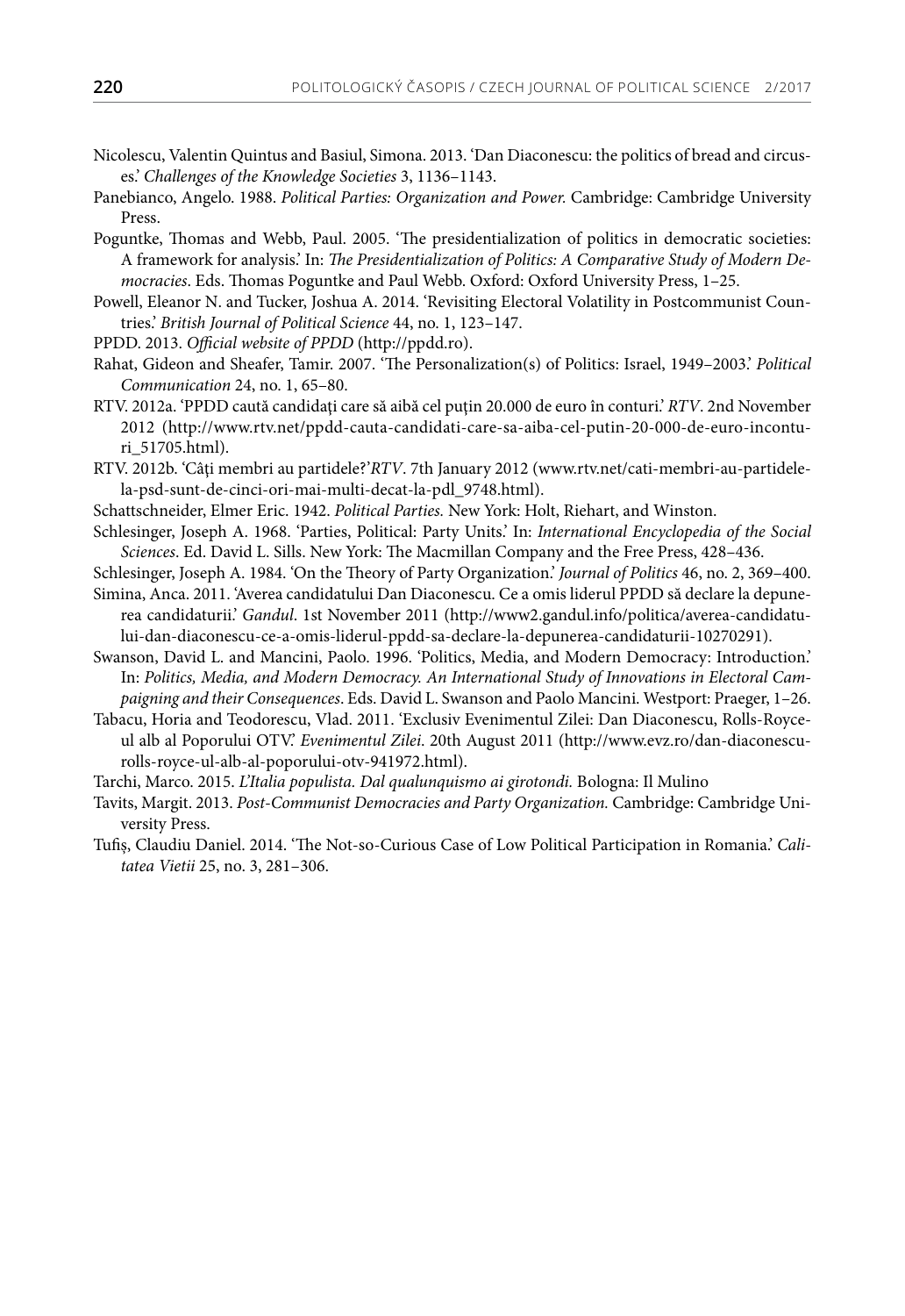Nicolescu, Valentin Quintus and Basiul, Simona. 2013. 'Dan Diaconescu: the politics of bread and circuses.' *Challenges of the Knowledge Societies* 3, 1136–1143.

Panebianco, Angelo. 1988. *Political Parties: Organization and Power.* Cambridge: Cambridge University Press.

Poguntke, Thomas and Webb, Paul. 2005. 'The presidentialization of politics in democratic societies: A framework for analysis.' In: *The Presidentialization of Politics: A Comparative Study of Modern Democracies*. Eds. Thomas Poguntke and Paul Webb. Oxford: Oxford University Press, 1–25.

Powell, Eleanor N. and Tucker, Joshua A. 2014. 'Revisiting Electoral Volatility in Postcommunist Countries.' *British Journal of Political Science* 44, no. 1, 123–147.

PPDD. 2013. *Official website of PPDD* (http://ppdd.ro).

Rahat, Gideon and Sheafer, Tamir. 2007. 'The Personalization(s) of Politics: Israel, 1949–2003.' *Political Communication* 24, no. 1, 65–80.

RTV. 2012a. 'PPDD caută candidați care să aibă cel puțin 20.000 de euro în conturi.' *RTV*. 2nd November 2012 (http://www.rtv.net/ppdd-cauta-candidati-care-sa-aiba-cel-putin-20-000-de-euro-inconturi_51705.html).

RTV. 2012b. 'Câţi membri au partidele?'*RTV*. 7th January 2012 (www.rtv.net/cati-membri-au-partidele-la-psd-sunt-de-cinci-ori-mai-multi-decat-la-pdl_9748.html).

Schattschneider, Elmer Eric. 1942. *Political Parties.* New York: Holt, Riehart, and Winston.

Schlesinger, Joseph A. 1968. 'Parties, Political: Party Units.' In: *International Encyclopedia of the Social Sciences*. Ed. David L. Sills. New York: The Macmillan Company and the Free Press, 428–436.

Schlesinger, Joseph A. 1984. 'On the Theory of Party Organization.' *Journal of Politics* 46, no. 2, 369–400.

Simina, Anca. 2011. 'Averea candidatului Dan Diaconescu. Ce a omis liderul PPDD să declare la depunerea candidaturii.' *Gandul*. 1st November 2011 (http://www2.gandul.info/politica/averea-candidatului-dan-diaconescu-ce-a-omis-liderul-ppdd-sa-declare-la-depunerea-candidaturii-10270291).

Swanson, David L. and Mancini, Paolo. 1996. 'Politics, Media, and Modern Democracy: Introduction.' In: *Politics, Media, and Modern Democracy. An International Study of Innovations in Electoral Campaigning and their Consequences*. Eds. David L. Swanson and Paolo Mancini. Westport: Praeger, 1–26.

Tabacu, Horia and Teodorescu, Vlad. 2011. 'Exclusiv Evenimentul Zilei: Dan Diaconescu, Rolls-Royceul alb al Poporului OTV.' *Evenimentul Zilei*. 20th August 2011 (http://www.evz.ro/dan-diaconescu-rolls-royce-ul-alb-al-poporului-otv-941972.html).

Tarchi, Marco. 2015. *L'Italia populista. Dal qualunquismo ai girotondi.* Bologna: Il Mulino

Tavits, Margit. 2013. *Post-Communist Democracies and Party Organization.* Cambridge: Cambridge University Press.

Tufiş, Claudiu Daniel. 2014. 'The Not-so-Curious Case of Low Political Participation in Romania.' *Calitatea Vietii* 25, no. 3, 281–306.